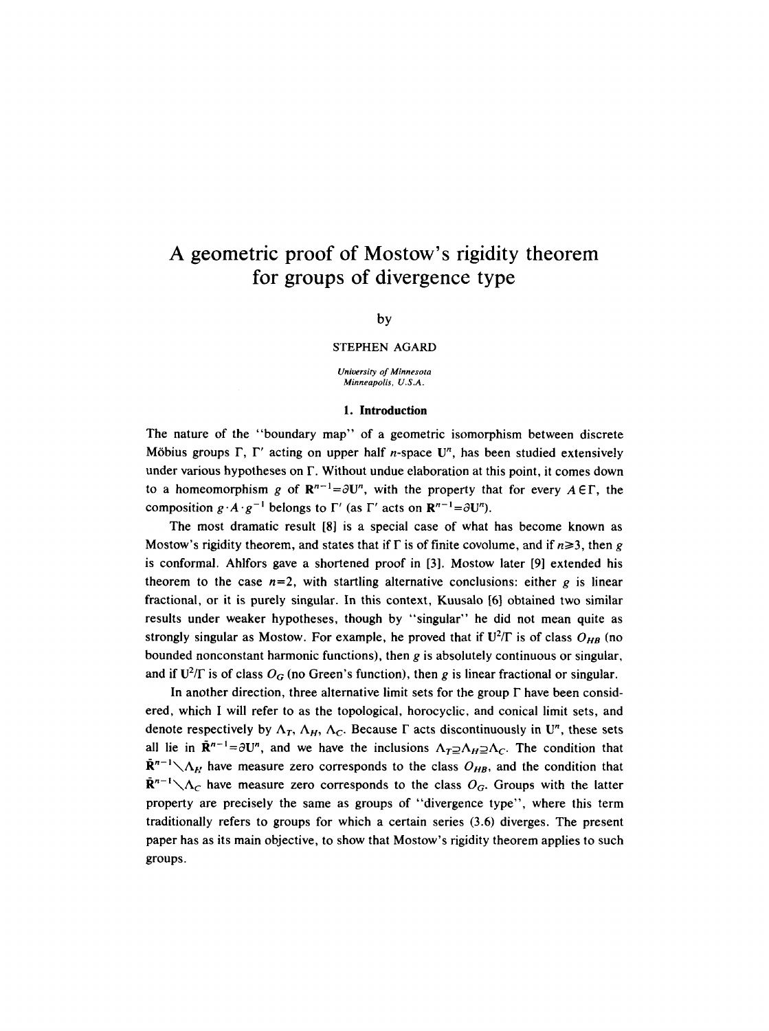# A geometric proof of Mostow's rigidity theorem for groups of divergence type

by

STEPHEN AGARD

*University of Minnesota*
*Minneapolis, U.S.A.*

## 1. Introduction

The nature of the "boundary map" of a geometric isomorphism between discrete Möbius groups $\Gamma$, $\Gamma'$ acting on upper half $n$-space $\mathbf{U}^n$, has been studied extensively under various hypotheses on $\Gamma$. Without undue elaboration at this point, it comes down to a homeomorphism $g$ of $\mathbf{R}^{n-1}=\partial\mathbf{U}^n$, with the property that for every $A\in\Gamma$, the composition $g\cdot A\cdot g^{-1}$ belongs to $\Gamma'$ (as $\Gamma'$ acts on $\mathbf{R}^{n-1}=\partial\mathbf{U}^n$).

The most dramatic result [8] is a special case of what has become known as Mostow's rigidity theorem, and states that if $\Gamma$ is of finite covolume, and if $n\geqslant 3$, then $g$ is conformal. Ahlfors gave a shortened proof in [3]. Mostow later [9] extended his theorem to the case $n=2$, with startling alternative conclusions: either $g$ is linear fractional, or it is purely singular. In this context, Kuusalo [6] obtained two similar results under weaker hypotheses, though by "singular" he did not mean quite as strongly singular as Mostow. For example, he proved that if $\mathbf{U}^2/\Gamma$ is of class $O_{HB}$ (no bounded nonconstant harmonic functions), then $g$ is absolutely continuous or singular, and if $\mathbf{U}^2/\Gamma$ is of class $O_G$ (no Green's function), then $g$ is linear fractional or singular.

In another direction, three alternative limit sets for the group $\Gamma$ have been considered, which I will refer to as the topological, horocyclic, and conical limit sets, and denote respectively by $\Lambda_T$, $\Lambda_H$, $\Lambda_C$. Because $\Gamma$ acts discontinuously in $\mathbf{U}^n$, these sets all lie in $\bar{\mathbf{R}}^{n-1}=\partial\mathbf{U}^n$, and we have the inclusions $\Lambda_T\supseteq\Lambda_H\supseteq\Lambda_C$. The condition that $\bar{\mathbf{R}}^{n-1}\setminus\Lambda_H$ have measure zero corresponds to the class $O_{HB}$, and the condition that $\bar{\mathbf{R}}^{n-1}\setminus\Lambda_C$ have measure zero corresponds to the class $O_G$. Groups with the latter property are precisely the same as groups of "divergence type", where this term traditionally refers to groups for which a certain series (3.6) diverges. The present paper has as its main objective, to show that Mostow's rigidity theorem applies to such groups.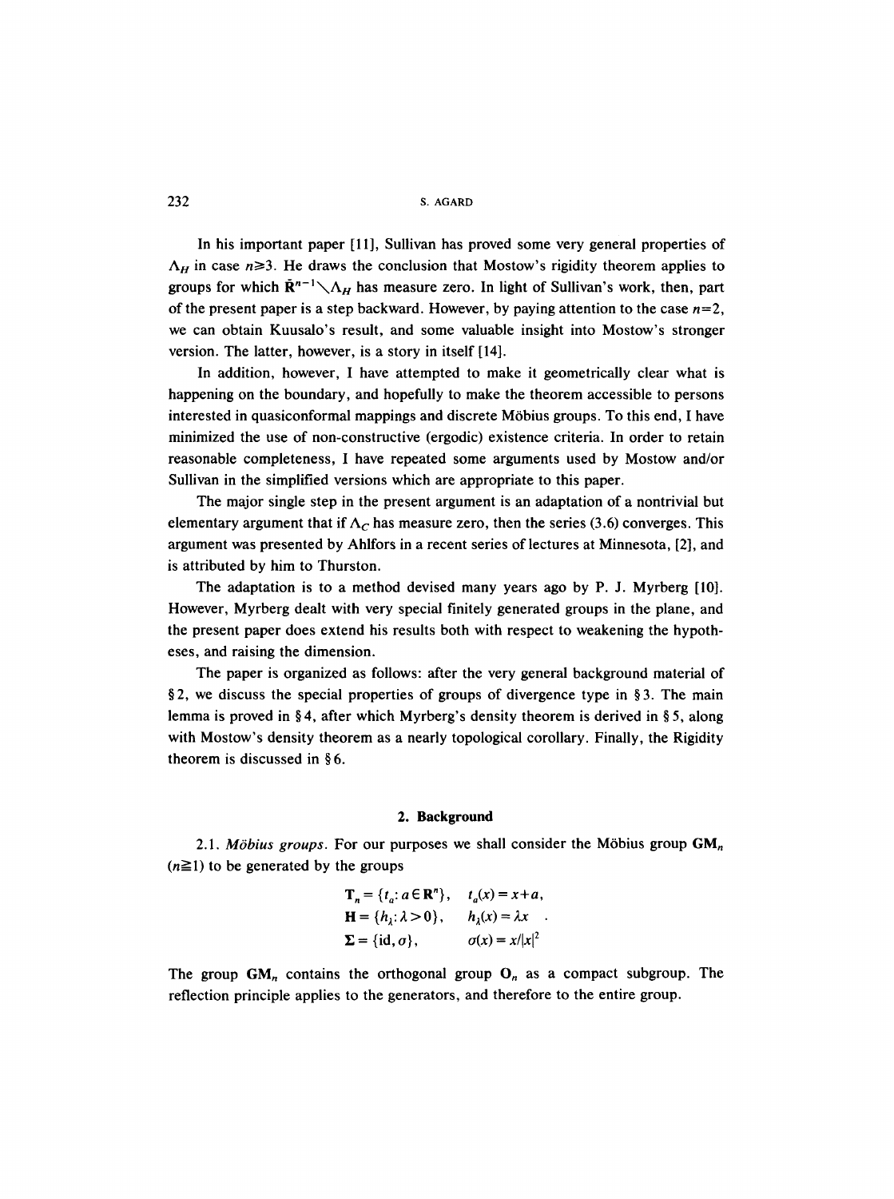In his important paper [11], Sullivan has proved some very general properties of $\Lambda_H$ in case $n \geq 3$. He draws the conclusion that Mostow's rigidity theorem applies to groups for which $\bar{\mathbf{R}}^{n-1} \setminus \Lambda_H$ has measure zero. In light of Sullivan's work, then, part of the present paper is a step backward. However, by paying attention to the case $n=2$, we can obtain Kuusalo's result, and some valuable insight into Mostow's stronger version. The latter, however, is a story in itself [14].

In addition, however, I have attempted to make it geometrically clear what is happening on the boundary, and hopefully to make the theorem accessible to persons interested in quasiconformal mappings and discrete Möbius groups. To this end, I have minimized the use of non-constructive (ergodic) existence criteria. In order to retain reasonable completeness, I have repeated some arguments used by Mostow and/or Sullivan in the simplified versions which are appropriate to this paper.

The major single step in the present argument is an adaptation of a nontrivial but elementary argument that if $\Lambda_C$ has measure zero, then the series (3.6) converges. This argument was presented by Ahlfors in a recent series of lectures at Minnesota, [2], and is attributed by him to Thurston.

The adaptation is to a method devised many years ago by P. J. Myrberg [10]. However, Myrberg dealt with very special finitely generated groups in the plane, and the present paper does extend his results both with respect to weakening the hypotheses, and raising the dimension.

The paper is organized as follows: after the very general background material of § 2, we discuss the special properties of groups of divergence type in § 3. The main lemma is proved in § 4, after which Myrberg's density theorem is derived in § 5, along with Mostow's density theorem as a nearly topological corollary. Finally, the Rigidity theorem is discussed in § 6.

## 2. Background

2.1. *Möbius groups.* For our purposes we shall consider the Möbius group $\mathbf{GM}_n$ ($n \geqq 1$) to be generated by the groups

$$
\begin{aligned}
\mathbf{T}_n &= \{t_a : a \in \mathbf{R}^n\}, & t_a(x) &= x + a, \\
\mathbf{H} &= \{h_\lambda : \lambda > 0\}, & h_\lambda(x) &= \lambda x \quad . \\
\mathbf{\Sigma} &= \{\mathrm{id}, \sigma\}, & \sigma(x) &= x/|x|^2
\end{aligned}
$$

The group $\mathbf{GM}_n$ contains the orthogonal group $\mathbf{O}_n$ as a compact subgroup. The reflection principle applies to the generators, and therefore to the entire group.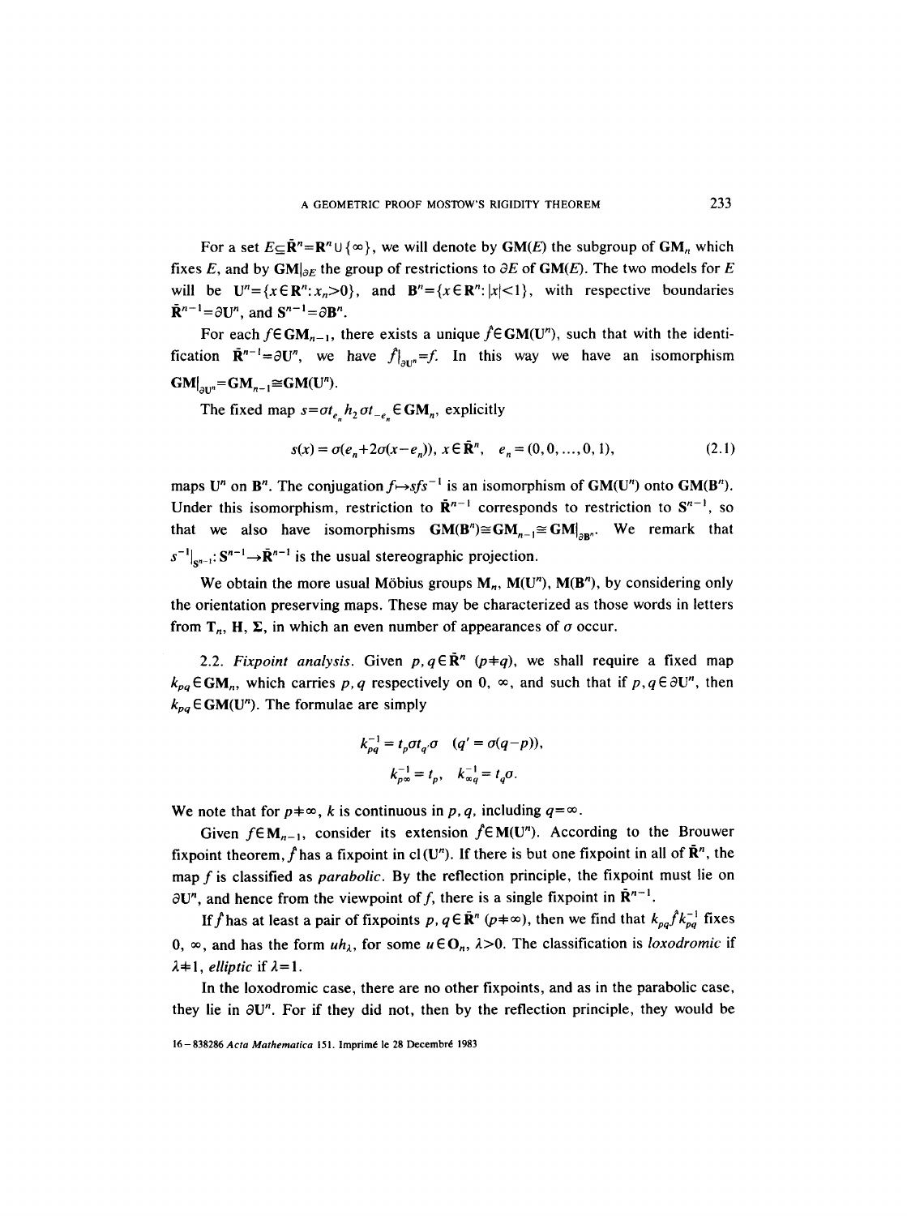For a set $E \subseteq \bar{\mathbf{R}}^n = \mathbf{R}^n \cup \{\infty\}$, we will denote by $\mathbf{GM}(E)$ the subgroup of $\mathbf{GM}_n$ which fixes $E$, and by $\mathbf{GM}|_{\partial E}$ the group of restrictions to $\partial E$ of $\mathbf{GM}(E)$. The two models for $E$ will be $\mathbf{U}^n = \{x \in \mathbf{R}^n : x_n > 0\}$, and $\mathbf{B}^n = \{x \in \mathbf{R}^n : |x| < 1\}$, with respective boundaries $\bar{\mathbf{R}}^{n-1} = \partial \mathbf{U}^n$, and $\mathbf{S}^{n-1} = \partial \mathbf{B}^n$.

For each $f \in \mathbf{GM}_{n-1}$, there exists a unique $\hat{f} \in \mathbf{GM}(\mathbf{U}^n)$, such that with the identification $\bar{\mathbf{R}}^{n-1} = \partial \mathbf{U}^n$, we have $\hat{f}|_{\partial \mathbf{U}^n} = f$. In this way we have an isomorphism $\mathbf{GM}|_{\partial \mathbf{U}^n} = \mathbf{GM}_{n-1} \cong \mathbf{GM}(\mathbf{U}^n)$.

The fixed map $s = \sigma t_{e_n} h_2 \sigma t_{-e_n} \in \mathbf{GM}_n$, explicitly

$$s(x) = \sigma(e_n + 2\sigma(x - e_n)), \; x \in \bar{\mathbf{R}}^n, \quad e_n = (0, 0, \ldots, 0, 1), \tag{2.1}$$

maps $\mathbf{U}^n$ on $\mathbf{B}^n$. The conjugation $f \mapsto sfs^{-1}$ is an isomorphism of $\mathbf{GM}(\mathbf{U}^n)$ onto $\mathbf{GM}(\mathbf{B}^n)$. Under this isomorphism, restriction to $\bar{\mathbf{R}}^{n-1}$ corresponds to restriction to $\mathbf{S}^{n-1}$, so that we also have isomorphisms $\mathbf{GM}(\mathbf{B}^n) \cong \mathbf{GM}_{n-1} \cong \mathbf{GM}|_{\partial \mathbf{B}^n}$. We remark that $s^{-1}|_{\mathbf{S}^{n-1}} : \mathbf{S}^{n-1} \to \bar{\mathbf{R}}^{n-1}$ is the usual stereographic projection.

We obtain the more usual Möbius groups $\mathbf{M}_n$, $\mathbf{M}(\mathbf{U}^n)$, $\mathbf{M}(\mathbf{B}^n)$, by considering only the orientation preserving maps. These may be characterized as those words in letters from $\mathbf{T}_n$, $\mathbf{H}$, $\mathbf{\Sigma}$, in which an even number of appearances of $\sigma$ occur.

2.2. *Fixpoint analysis.* Given $p, q \in \bar{\mathbf{R}}^n$ $(p \neq q)$, we shall require a fixed map $k_{pq} \in \mathbf{GM}_n$, which carries $p, q$ respectively on $0$, $\infty$, and such that if $p, q \in \partial \mathbf{U}^n$, then $k_{pq} \in \mathbf{GM}(\mathbf{U}^n)$. The formulae are simply

$$k_{pq}^{-1} = t_p \sigma t_{q'} \sigma \quad (q' = \sigma(q - p)),$$

$$k_{p\infty}^{-1} = t_p, \quad k_{\infty q}^{-1} = t_q \sigma.$$

We note that for $p \neq \infty$, $k$ is continuous in $p, q$, including $q = \infty$.

Given $f \in \mathbf{M}_{n-1}$, consider its extension $\hat{f} \in \mathbf{M}(\mathbf{U}^n)$. According to the Brouwer fixpoint theorem, $\hat{f}$ has a fixpoint in $\mathrm{cl}(\mathbf{U}^n)$. If there is but one fixpoint in all of $\bar{\mathbf{R}}^n$, the map $f$ is classified as *parabolic*. By the reflection principle, the fixpoint must lie on $\partial \mathbf{U}^n$, and hence from the viewpoint of $f$, there is a single fixpoint in $\bar{\mathbf{R}}^{n-1}$.

If $\hat{f}$ has at least a pair of fixpoints $p, q \in \bar{\mathbf{R}}^n$ $(p \neq \infty)$, then we find that $k_{pq} \hat{f} k_{pq}^{-1}$ fixes $0$, $\infty$, and has the form $u h_\lambda$, for some $u \in \mathbf{O}_n$, $\lambda > 0$. The classification is *loxodromic* if $\lambda \neq 1$, *elliptic* if $\lambda = 1$.

In the loxodromic case, there are no other fixpoints, and as in the parabolic case, they lie in $\partial \mathbf{U}^n$. For if they did not, then by the reflection principle, they would be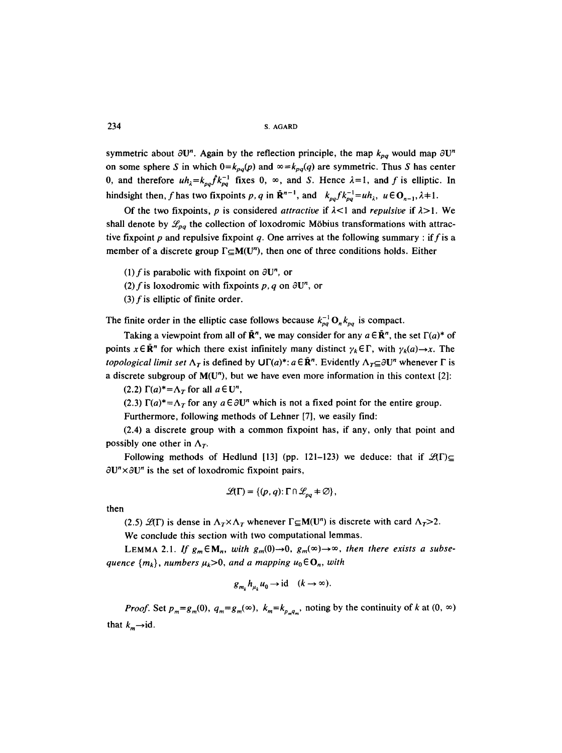symmetric about $\partial \mathbf{U}^n$. Again by the reflection principle, the map $k_{pq}$ would map $\partial \mathbf{U}^n$ on some sphere $S$ in which $0=k_{pq}(p)$ and $\infty=k_{pq}(q)$ are symmetric. Thus $S$ has center 0, and therefore $uh_\lambda=k_{pq}fk_{pq}^{-1}$ fixes 0, $\infty$, and $S$. Hence $\lambda=1$, and $f$ is elliptic. In hindsight then, $f$ has two fixpoints $p, q$ in $\bar{\mathbf{R}}^{n-1}$, and $k_{pq}fk_{pq}^{-1}=uh_\lambda$, $u\in \mathbf{O}_{n-1}, \lambda\neq 1$.

Of the two fixpoints, $p$ is considered *attractive* if $\lambda<1$ and *repulsive* if $\lambda>1$. We shall denote by $\mathscr{L}_{pq}$ the collection of loxodromic Möbius transformations with attractive fixpoint $p$ and repulsive fixpoint $q$. One arrives at the following summary : if $f$ is a member of a discrete group $\Gamma\subseteq \mathbf{M}(\mathbf{U}^n)$, then one of three conditions holds. Either

(1) $f$ is parabolic with fixpoint on $\partial\mathbf{U}^n$, or

(2) $f$ is loxodromic with fixpoints $p, q$ on $\partial\mathbf{U}^n$, or

(3) $f$ is elliptic of finite order.

The finite order in the elliptic case follows because $k_{pq}^{-1}\mathbf{O}_n k_{pq}$ is compact.

Taking a viewpoint from all of $\bar{\mathbf{R}}^n$, we may consider for any $a\in\bar{\mathbf{R}}^n$, the set $\Gamma(a)^*$ of points $x\in\bar{\mathbf{R}}^n$ for which there exist infinitely many distinct $\gamma_k\in\Gamma$, with $\gamma_k(a)\to x$. The *topological limit set* $\Lambda_T$ is defined by $\cup\Gamma(a)^*$: $a\in\bar{\mathbf{R}}^n$. Evidently $\Lambda_T\subseteq\partial\mathbf{U}^n$ whenever $\Gamma$ is a discrete subgroup of $\mathbf{M}(\mathbf{U}^n)$, but we have even more information in this context [2]:

(2.2) $\Gamma(a)^*=\Lambda_T$ for all $a\in\mathbf{U}^n$,

(2.3) $\Gamma(a)^*=\Lambda_T$ for any $a\in\partial\mathbf{U}^n$ which is not a fixed point for the entire group.

Furthermore, following methods of Lehner [7], we easily find:

(2.4) a discrete group with a common fixpoint has, if any, only that point and possibly one other in $\Lambda_T$.

Following methods of Hedlund [13] (pp. 121–123) we deduce: that if $\mathscr{L}(\Gamma)\subseteq \partial\mathbf{U}^n\times\partial\mathbf{U}^n$ is the set of loxodromic fixpoint pairs,

$$\mathscr{L}(\Gamma)=\{(p,q)\colon \Gamma\cap\mathscr{L}_{pq}\neq\varnothing\},$$

then

(2.5) $\mathscr{L}(\Gamma)$ is dense in $\Lambda_T\times\Lambda_T$ whenever $\Gamma\subseteq\mathbf{M}(\mathbf{U}^n)$ is discrete with card $\Lambda_T>2$.

We conclude this section with two computational lemmas.

LEMMA 2.1. *If $g_m\in\mathbf{M}_n$, with $g_m(0)\to 0$, $g_m(\infty)\to\infty$, then there exists a subsequence $\{m_k\}$, numbers $\mu_k>0$, and a mapping $u_0\in\mathbf{O}_n$, with*

$$g_{m_k}h_{\mu_k}u_0\to\mathrm{id}\quad(k\to\infty).$$

*Proof.* Set $p_m=g_m(0)$, $q_m=g_m(\infty)$, $k_m=k_{p_mq_m}$, noting by the continuity of $k$ at $(0,\infty)$ that $k_m\to\mathrm{id}$.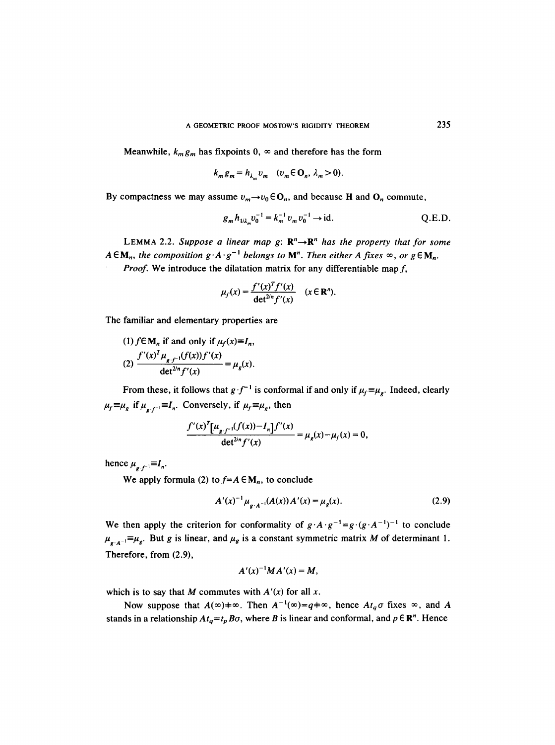Meanwhile, $k_m g_m$ has fixpoints 0, $\infty$ and therefore has the form

$$k_m g_m = h_{\lambda_m} v_m \quad (v_m \in \mathbf{O}_n, \lambda_m > 0).$$

By compactness we may assume $v_m \to v_0 \in \mathbf{O}_n$, and because $\mathbf{H}$ and $\mathbf{O}_n$ commute,

$$g_m h_{1/\lambda_m} v_0^{-1} = k_m^{-1} v_m v_0^{-1} \to \text{id}. \qquad \text{Q.E.D.}$$

LEMMA 2.2. *Suppose a linear map $g$: $\mathbf{R}^n \to \mathbf{R}^n$ has the property that for some $A \in \mathbf{M}_n$, the composition $g \cdot A \cdot g^{-1}$ belongs to $\mathbf{M}^n$. Then either $A$ fixes $\infty$, or $g \in \mathbf{M}_n$.*

*Proof.* We introduce the dilatation matrix for any differentiable map $f$,

$$\mu_f(x) = \frac{f'(x)^T f'(x)}{\det^{2/n} f'(x)} \quad (x \in \mathbf{R}^n).$$

The familiar and elementary properties are

(1) $f \in \mathbf{M}_n$ if and only if $\mu_f(x) \equiv I_n$,

(2) $\dfrac{f'(x)^T \mu_{g \cdot f^{-1}}(f(x)) f'(x)}{\det^{2/n} f'(x)} = \mu_g(x).$

From these, it follows that $g \cdot f^{-1}$ is conformal if and only if $\mu_f \equiv \mu_g$. Indeed, clearly $\mu_f \equiv \mu_g$ if $\mu_{g \cdot f^{-1}} \equiv I_n$. Conversely, if $\mu_f \equiv \mu_g$, then

$$\frac{f'(x)^T [\mu_{g \cdot f^{-1}}(f(x)) - I_n] f'(x)}{\det^{2/n} f'(x)} = \mu_g(x) - \mu_f(x) = 0,$$

hence $\mu_{g \cdot f^{-1}} \equiv I_n$.

We apply formula (2) to $f = A \in \mathbf{M}_n$, to conclude

$$A'(x)^{-1} \mu_{g \cdot A^{-1}}(A(x)) A'(x) = \mu_g(x). \tag{2.9}$$

We then apply the criterion for conformality of $g \cdot A \cdot g^{-1} = g \cdot (g \cdot A^{-1})^{-1}$ to conclude $\mu_{g \cdot A^{-1}} \equiv \mu_g$. But $g$ is linear, and $\mu_g$ is a constant symmetric matrix $M$ of determinant 1. Therefore, from (2.9),

$$A'(x)^{-1} M A'(x) = M,$$

which is to say that $M$ commutes with $A'(x)$ for all $x$.

Now suppose that $A(\infty) \neq \infty$. Then $A^{-1}(\infty) = q \neq \infty$, hence $A t_q \sigma$ fixes $\infty$, and $A$ stands in a relationship $A t_q = t_p B \sigma$, where $B$ is linear and conformal, and $p \in \mathbf{R}^n$. Hence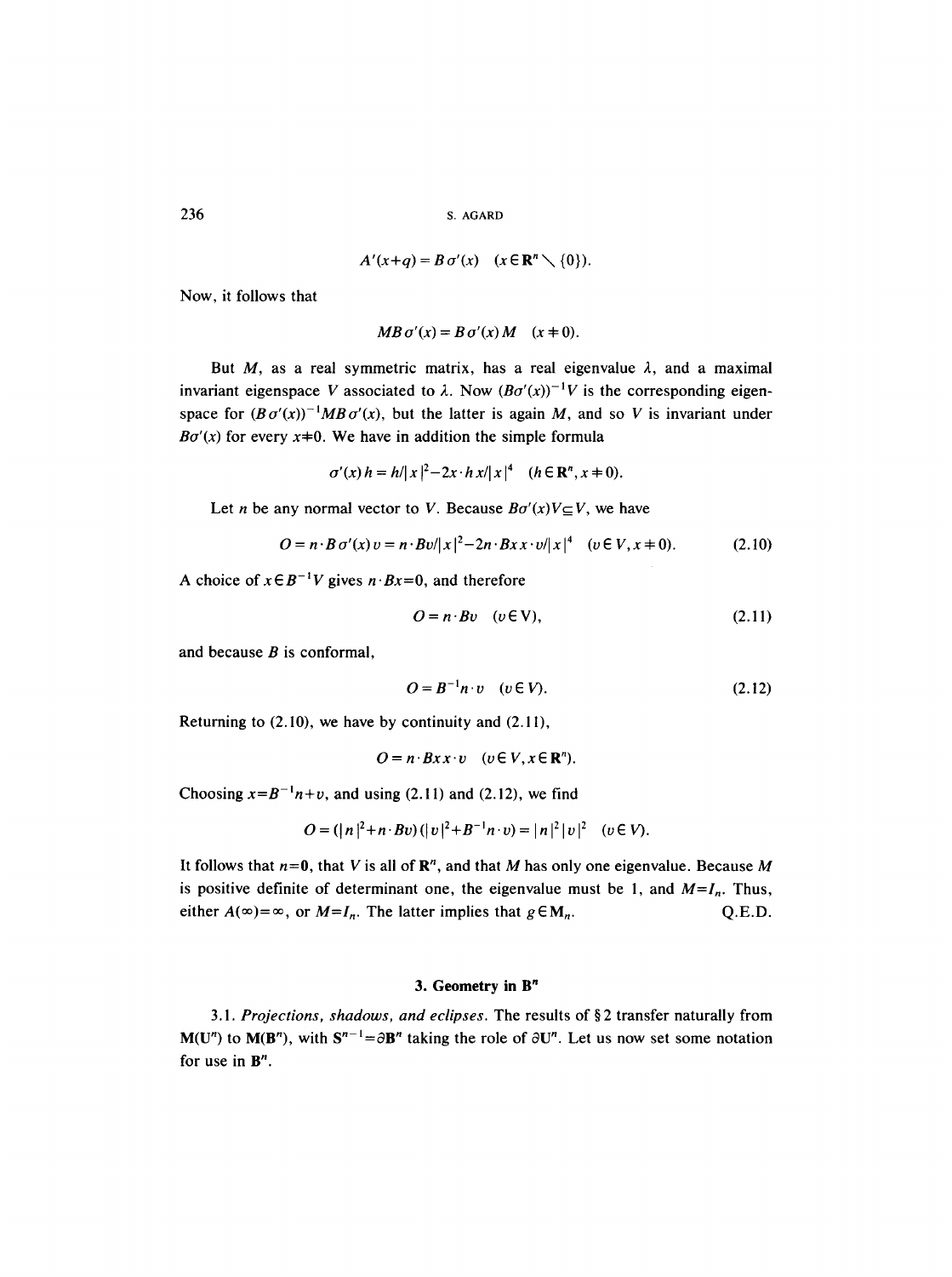$$A'(x+q) = B\sigma'(x) \quad (x \in \mathbf{R}^n \setminus \{0\}).$$

Now, it follows that

$$MB\sigma'(x) = B\sigma'(x)M \quad (x \neq 0).$$

But $M$, as a real symmetric matrix, has a real eigenvalue $\lambda$, and a maximal invariant eigenspace $V$ associated to $\lambda$. Now $(B\sigma'(x))^{-1}V$ is the corresponding eigenspace for $(B\sigma'(x))^{-1}MB\sigma'(x)$, but the latter is again $M$, and so $V$ is invariant under $B\sigma'(x)$ for every $x \neq 0$. We have in addition the simple formula

$$\sigma'(x)h = h/|x|^2 - 2x \cdot hx/|x|^4 \quad (h \in \mathbf{R}^n, x \neq 0).$$

Let $n$ be any normal vector to $V$. Because $B\sigma'(x)V \subseteq V$, we have

$$O = n \cdot B\sigma'(x)v = n \cdot Bv/|x|^2 - 2n \cdot Bx\, x \cdot v/|x|^4 \quad (v \in V, x \neq 0). \tag{2.10}$$

A choice of $x \in B^{-1}V$ gives $n \cdot Bx = 0$, and therefore

$$O = n \cdot Bv \quad (v \in \mathrm{V}), \tag{2.11}$$

and because $B$ is conformal,

$$O = B^{-1}n \cdot v \quad (v \in V). \tag{2.12}$$

Returning to (2.10), we have by continuity and (2.11),

$$O = n \cdot Bx\, x \cdot v \quad (v \in V, x \in \mathbf{R}^n).$$

Choosing $x = B^{-1}n + v$, and using (2.11) and (2.12), we find

$$O = (|n|^2 + n \cdot Bv)(|v|^2 + B^{-1}n \cdot v) = |n|^2 |v|^2 \quad (v \in V).$$

It follows that $n = \mathbf{0}$, that $V$ is all of $\mathbf{R}^n$, and that $M$ has only one eigenvalue. Because $M$ is positive definite of determinant one, the eigenvalue must be 1, and $M = I_n$. Thus, either $A(\infty) = \infty$, or $M = I_n$. The latter implies that $g \in \mathbf{M}_n$. Q.E.D.

## 3. Geometry in $\mathbf{B}^n$

3.1. *Projections, shadows, and eclipses.* The results of § 2 transfer naturally from $\mathbf{M}(\mathbf{U}^n)$ to $\mathbf{M}(\mathbf{B}^n)$, with $\mathbf{S}^{n-1} = \partial\mathbf{B}^n$ taking the role of $\partial\mathbf{U}^n$. Let us now set some notation for use in $\mathbf{B}^n$.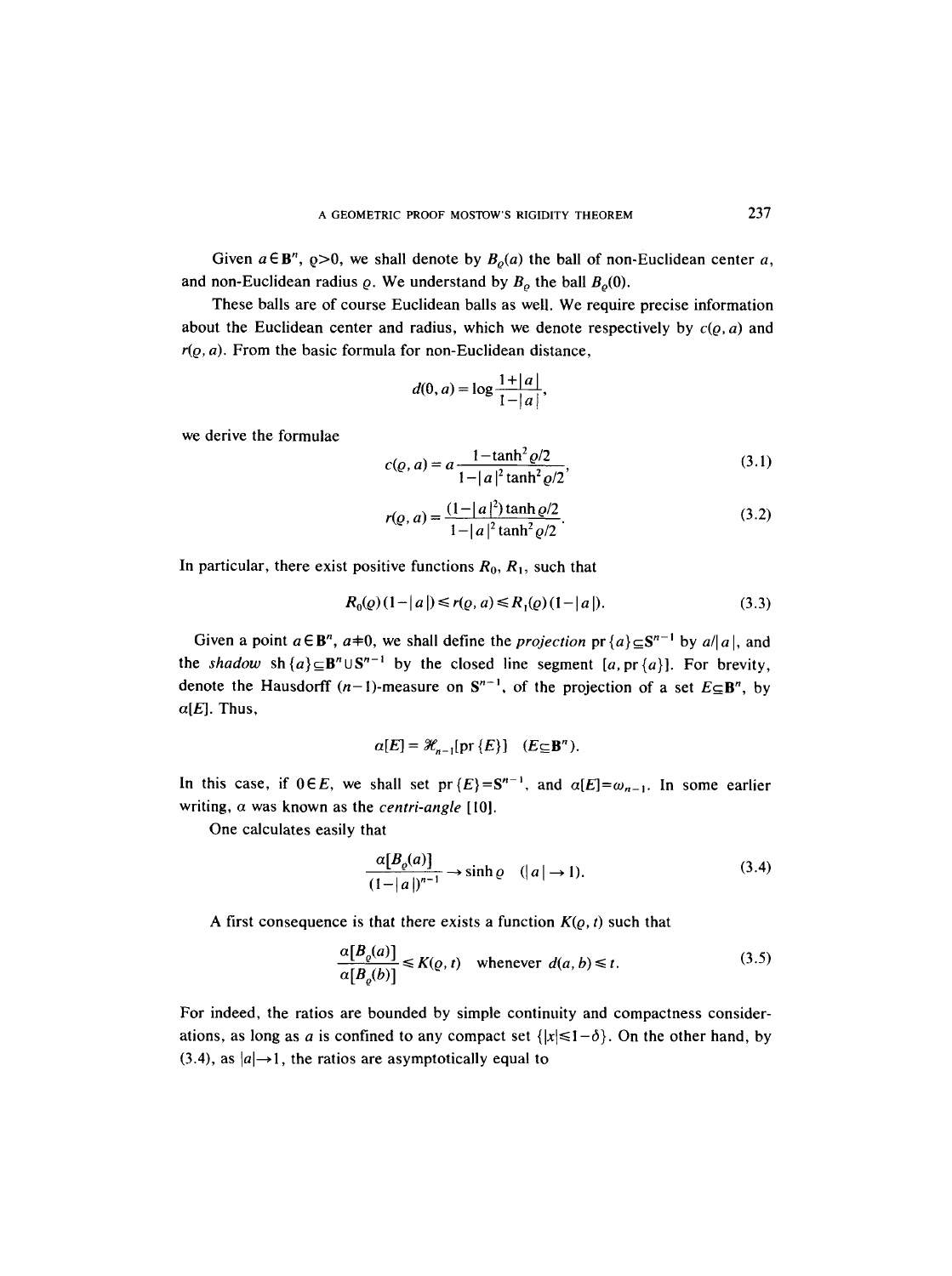Given $a \in \mathbf{B}^n$, $\varrho > 0$, we shall denote by $B_\varrho(a)$ the ball of non-Euclidean center $a$, and non-Euclidean radius $\varrho$. We understand by $B_\varrho$ the ball $B_\varrho(0)$.

These balls are of course Euclidean balls as well. We require precise information about the Euclidean center and radius, which we denote respectively by $c(\varrho, a)$ and $r(\varrho, a)$. From the basic formula for non-Euclidean distance,

$$d(0, a) = \log \frac{1+|a|}{1-|a|},$$

we derive the formulae

$$c(\varrho, a) = a \frac{1-\tanh^2 \varrho/2}{1-|a|^2 \tanh^2 \varrho/2}, \tag{3.1}$$

$$r(\varrho, a) = \frac{(1-|a|^2) \tanh \varrho/2}{1-|a|^2 \tanh^2 \varrho/2}. \tag{3.2}$$

In particular, there exist positive functions $R_0$, $R_1$, such that

$$R_0(\varrho)(1-|a|) \leq r(\varrho, a) \leq R_1(\varrho)(1-|a|). \tag{3.3}$$

Given a point $a \in \mathbf{B}^n$, $a \neq 0$, we shall define the *projection* $\operatorname{pr}\{a\} \subseteq \mathbf{S}^{n-1}$ by $a/|a|$, and the *shadow* $\operatorname{sh}\{a\} \subseteq \mathbf{B}^n \cup \mathbf{S}^{n-1}$ by the closed line segment $[a, \operatorname{pr}\{a\}]$. For brevity, denote the Hausdorff $(n-1)$-measure on $\mathbf{S}^{n-1}$, of the projection of a set $E \subseteq \mathbf{B}^n$, by $\alpha[E]$. Thus,

$$\alpha[E] = \mathcal{H}_{n-1}[\operatorname{pr}\{E\}] \quad (E \subseteq \mathbf{B}^n).$$

In this case, if $0 \in E$, we shall set $\operatorname{pr}\{E\} = \mathbf{S}^{n-1}$, and $\alpha[E] = \omega_{n-1}$. In some earlier writing, $\alpha$ was known as the *centri-angle* [10].

One calculates easily that

$$\frac{\alpha[B_\varrho(a)]}{(1-|a|)^{n-1}} \to \sinh \varrho \quad (|a| \to 1). \tag{3.4}$$

A first consequence is that there exists a function $K(\varrho, t)$ such that

$$\frac{\alpha[B_\varrho(a)]}{\alpha[B_\varrho(b)]} \leq K(\varrho, t) \quad \text{whenever } d(a, b) \leq t. \tag{3.5}$$

For indeed, the ratios are bounded by simple continuity and compactness considerations, as long as $a$ is confined to any compact set $\{|x| \leq 1-\delta\}$. On the other hand, by (3.4), as $|a| \to 1$, the ratios are asymptotically equal to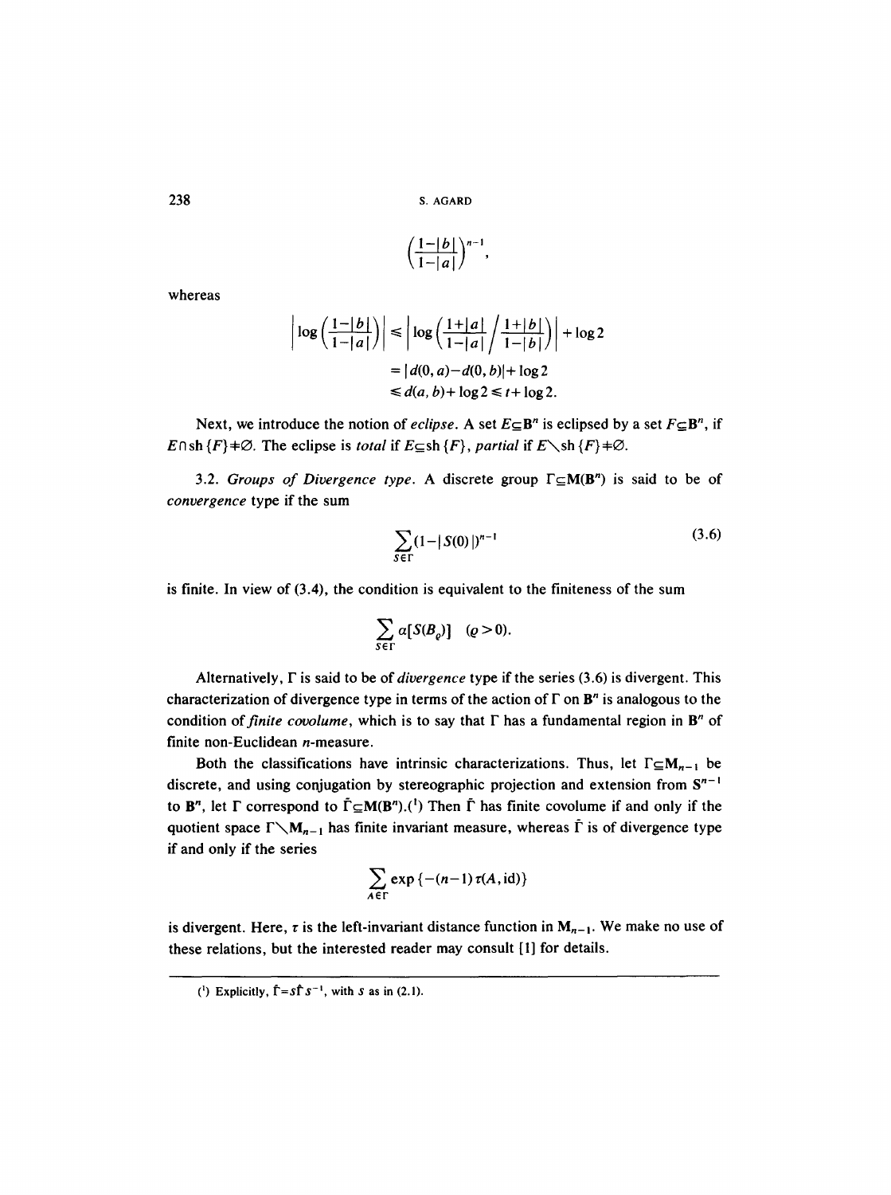$$\left(\frac{1-|b|}{1-|a|}\right)^{n-1},$$

whereas

$$\begin{aligned}\left|\log\left(\frac{1-|b|}{1-|a|}\right)\right| &\leq \left|\log\left(\frac{1+|a|}{1-|a|}\Big/\frac{1+|b|}{1-|b|}\right)\right| + \log 2 \\ &= |d(0,a)-d(0,b)| + \log 2 \\ &\leq d(a,b)+\log 2 \leq t+\log 2.\end{aligned}$$

Next, we introduce the notion of *eclipse*. A set $E \subseteq \mathbf{B}^n$ is eclipsed by a set $F \subseteq \mathbf{B}^n$, if $E \cap \operatorname{sh}\{F\} \neq \emptyset$. The eclipse is *total* if $E \subseteq \operatorname{sh}\{F\}$, *partial* if $E \setminus \operatorname{sh}\{F\} \neq \emptyset$.

3.2. *Groups of Divergence type.* A discrete group $\Gamma \subseteq \mathbf{M}(\mathbf{B}^n)$ is said to be of *convergence* type if the sum

$$\sum_{S \in \Gamma} (1-|S(0)|)^{n-1} \tag{3.6}$$

is finite. In view of (3.4), the condition is equivalent to the finiteness of the sum

$$\sum_{S \in \Gamma} \alpha[S(B_\varrho)] \quad (\varrho > 0).$$

Alternatively, $\Gamma$ is said to be of *divergence* type if the series (3.6) is divergent. This characterization of divergence type in terms of the action of $\Gamma$ on $\mathbf{B}^n$ is analogous to the condition of *finite covolume*, which is to say that $\Gamma$ has a fundamental region in $\mathbf{B}^n$ of finite non-Euclidean $n$-measure.

Both the classifications have intrinsic characterizations. Thus, let $\Gamma \subseteq \mathbf{M}_{n-1}$ be discrete, and using conjugation by stereographic projection and extension from $\mathbf{S}^{n-1}$ to $\mathbf{B}^n$, let $\Gamma$ correspond to $\hat{\Gamma} \subseteq \mathbf{M}(\mathbf{B}^n)$.(1) Then $\hat{\Gamma}$ has finite covolume if and only if the quotient space $\Gamma \setminus \mathbf{M}_{n-1}$ has finite invariant measure, whereas $\hat{\Gamma}$ is of divergence type if and only if the series

$$\sum_{A \in \Gamma} \exp\{-(n-1)\,\tau(A, \mathrm{id})\}$$

is divergent. Here, $\tau$ is the left-invariant distance function in $\mathbf{M}_{n-1}$. We make no use of these relations, but the interested reader may consult [1] for details.

---

(1) Explicitly, $\hat{\Gamma} = s\hat{\Gamma} s^{-1}$, with $s$ as in (2.1).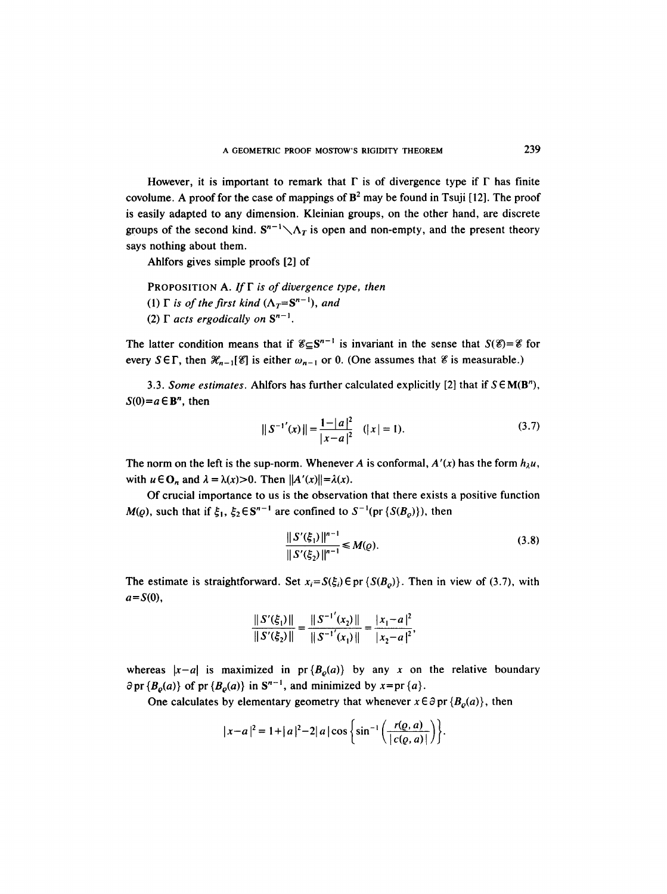However, it is important to remark that $\Gamma$ is of divergence type if $\Gamma$ has finite covolume. A proof for the case of mappings of $\mathbf{B}^2$ may be found in Tsuji [12]. The proof is easily adapted to any dimension. Kleinian groups, on the other hand, are discrete groups of the second kind. $\mathbf{S}^{n-1} \setminus \Lambda_T$ is open and non-empty, and the present theory says nothing about them.

Ahlfors gives simple proofs [2] of

PROPOSITION A. *If $\Gamma$ is of divergence type, then*
*(1) $\Gamma$ is of the first kind ($\Lambda_T = \mathbf{S}^{n-1}$), and*
*(2) $\Gamma$ acts ergodically on $\mathbf{S}^{n-1}$.*

The latter condition means that if $\mathscr{E} \subseteq \mathbf{S}^{n-1}$ is invariant in the sense that $S(\mathscr{E}) = \mathscr{E}$ for every $S \in \Gamma$, then $\mathscr{H}_{n-1}[\mathscr{E}]$ is either $\omega_{n-1}$ or 0. (One assumes that $\mathscr{E}$ is measurable.)

3.3. *Some estimates.* Ahlfors has further calculated explicitly [2] that if $S \in \mathbf{M}(\mathbf{B}^n)$, $S(0) = a \in \mathbf{B}^n$, then

$$\| S^{-1'}(x) \| = \frac{1 - |a|^2}{|x-a|^2} \quad (|x| = 1). \tag{3.7}$$

The norm on the left is the sup-norm. Whenever $A$ is conformal, $A'(x)$ has the form $h_\lambda u$, with $u \in \mathbf{O}_n$ and $\lambda = \lambda(x) > 0$. Then $\|A'(x)\| = \lambda(x)$.

Of crucial importance to us is the observation that there exists a positive function $M(\varrho)$, such that if $\xi_1, \xi_2 \in \mathbf{S}^{n-1}$ are confined to $S^{-1}(\mathrm{pr}\{S(B_\varrho)\})$, then

$$\frac{\| S'(\xi_1) \|^{n-1}}{\| S'(\xi_2) \|^{n-1}} \leq M(\varrho). \tag{3.8}$$

The estimate is straightforward. Set $x_i = S(\xi_i) \in \mathrm{pr}\{S(B_\varrho)\}$. Then in view of (3.7), with $a = S(0)$,

$$\frac{\| S'(\xi_1) \|}{\| S'(\xi_2) \|} = \frac{\| S^{-1'}(x_2) \|}{\| S^{-1'}(x_1) \|} = \frac{|x_1 - a|^2}{|x_2 - a|^2},$$

whereas $|x-a|$ is maximized in $\mathrm{pr}\{B_\varrho(a)\}$ by any $x$ on the relative boundary $\partial\, \mathrm{pr}\{B_\varrho(a)\}$ of $\mathrm{pr}\{B_\varrho(a)\}$ in $\mathbf{S}^{n-1}$, and minimized by $x = \mathrm{pr}\{a\}$.

One calculates by elementary geometry that whenever $x \in \partial\, \mathrm{pr}\{B_\varrho(a)\}$, then

$$|x-a|^2 = 1 + |a|^2 - 2|a| \cos\left\{ \sin^{-1}\left( \frac{r(\varrho, a)}{|c(\varrho, a)|} \right) \right\}.$$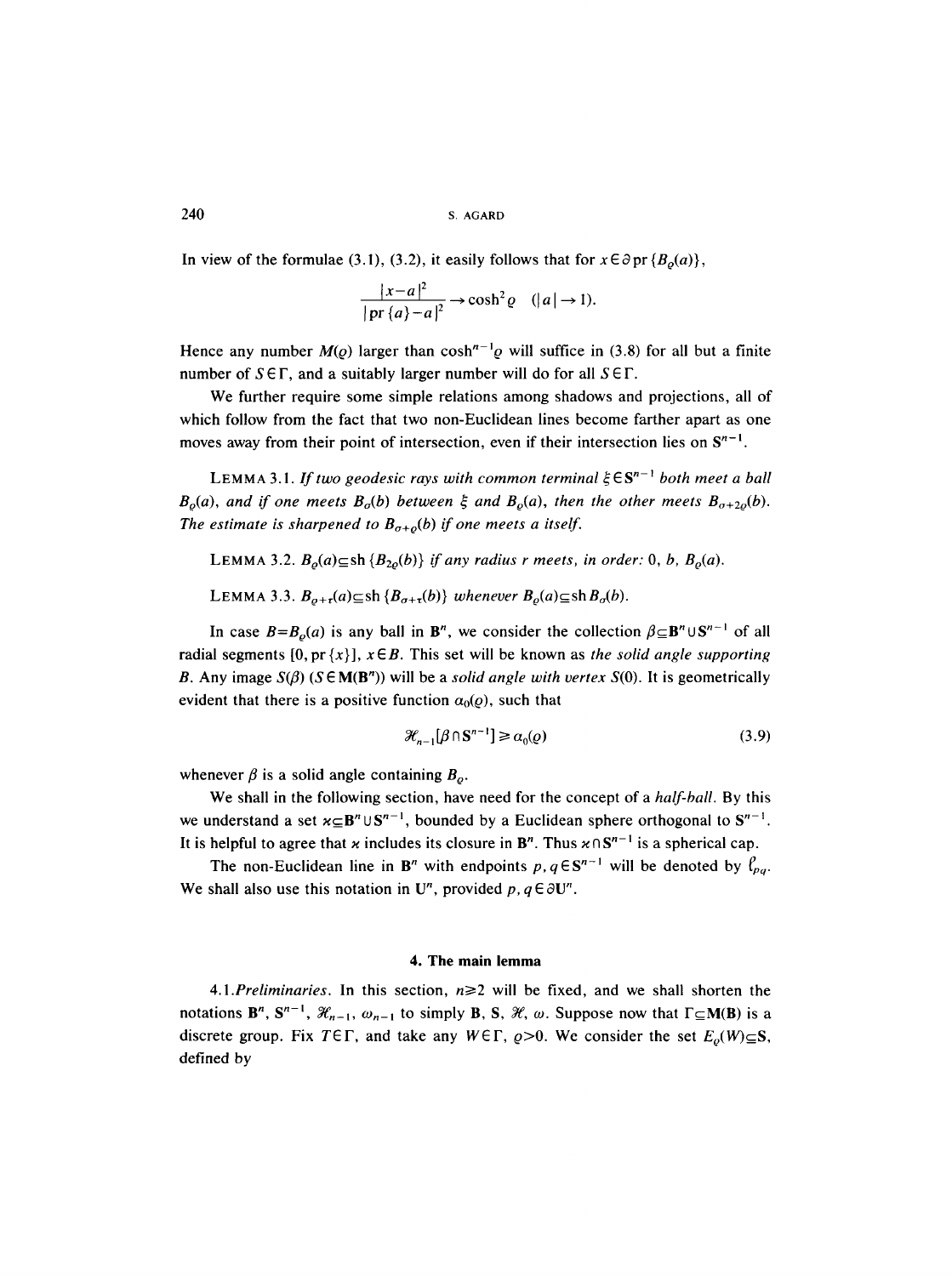In view of the formulae (3.1), (3.2), it easily follows that for $x \in \partial \operatorname{pr}\{B_\varrho(a)\}$,

$$\frac{|x-a|^2}{|\operatorname{pr}\{a\}-a|^2} \to \cosh^2 \varrho \quad (|a| \to 1).$$

Hence any number $M(\varrho)$ larger than $\cosh^{n-1}\varrho$ will suffice in (3.8) for all but a finite number of $S \in \Gamma$, and a suitably larger number will do for all $S \in \Gamma$.

We further require some simple relations among shadows and projections, all of which follow from the fact that two non-Euclidean lines become farther apart as one moves away from their point of intersection, even if their intersection lies on $\mathbf{S}^{n-1}$.

LEMMA 3.1. *If two geodesic rays with common terminal $\xi \in \mathbf{S}^{n-1}$ both meet a ball $B_\varrho(a)$, and if one meets $B_\sigma(b)$ between $\xi$ and $B_\varrho(a)$, then the other meets $B_{\sigma+2\varrho}(b)$. The estimate is sharpened to $B_{\sigma+\varrho}(b)$ if one meets $a$ itself.*

LEMMA 3.2. *$B_\varrho(a) \subseteq \operatorname{sh}\{B_{2\varrho}(b)\}$ if any radius $r$ meets, in order: 0, $b$, $B_\varrho(a)$.*

LEMMA 3.3. *$B_{\varrho+\tau}(a) \subseteq \operatorname{sh}\{B_{\sigma+\tau}(b)\}$ whenever $B_\varrho(a) \subseteq \operatorname{sh} B_\sigma(b)$.*

In case $B = B_\varrho(a)$ is any ball in $\mathbf{B}^n$, we consider the collection $\beta \subseteq \mathbf{B}^n \cup \mathbf{S}^{n-1}$ of all radial segments $[0, \operatorname{pr}\{x\}]$, $x \in B$. This set will be known as *the solid angle supporting* $B$. Any image $S(\beta)$ $(S \in \mathbf{M}(\mathbf{B}^n))$ will be a *solid angle with vertex* $S(0)$. It is geometrically evident that there is a positive function $\alpha_0(\varrho)$, such that

$$\mathscr{H}_{n-1}[\beta \cap \mathbf{S}^{n-1}] \geq \alpha_0(\varrho) \tag{3.9}$$

whenever $\beta$ is a solid angle containing $B_\varrho$.

We shall in the following section, have need for the concept of a *half-ball*. By this we understand a set $\varkappa \subseteq \mathbf{B}^n \cup \mathbf{S}^{n-1}$, bounded by a Euclidean sphere orthogonal to $\mathbf{S}^{n-1}$. It is helpful to agree that $\varkappa$ includes its closure in $\mathbf{B}^n$. Thus $\varkappa \cap \mathbf{S}^{n-1}$ is a spherical cap.

The non-Euclidean line in $\mathbf{B}^n$ with endpoints $p, q \in \mathbf{S}^{n-1}$ will be denoted by $\ell_{pq}$. We shall also use this notation in $\mathbf{U}^n$, provided $p, q \in \partial \mathbf{U}^n$.

## 4. The main lemma

4.1. *Preliminaries.* In this section, $n \geq 2$ will be fixed, and we shall shorten the notations $\mathbf{B}^n$, $\mathbf{S}^{n-1}$, $\mathscr{H}_{n-1}$, $\omega_{n-1}$ to simply $\mathbf{B}$, $\mathbf{S}$, $\mathscr{H}$, $\omega$. Suppose now that $\Gamma \subseteq \mathbf{M}(\mathbf{B})$ is a discrete group. Fix $T \in \Gamma$, and take any $W \in \Gamma$, $\varrho > 0$. We consider the set $E_\varrho(W) \subseteq \mathbf{S}$, defined by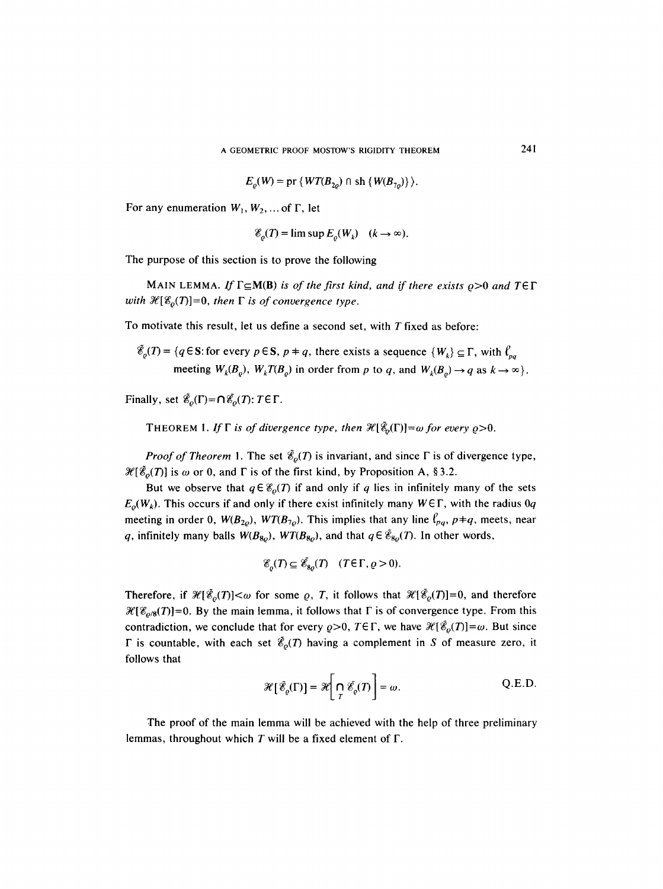$$E_\varrho(W) = \text{pr}\,\{WT(B_{2\varrho}) \cap \text{sh}\,\{W(B_{7\varrho})\}\}.$$

For any enumeration $W_1, W_2, \ldots$ of $\Gamma$, let

$$\mathscr{E}_\varrho(T) = \limsup E_\varrho(W_k) \quad (k \to \infty).$$

The purpose of this section is to prove the following

MAIN LEMMA. *If $\Gamma \subseteq \mathbf{M(B)}$ is of the first kind, and if there exists $\varrho > 0$ and $T \in \Gamma$ with $\mathscr{H}[\mathscr{E}_\varrho(T)] = 0$, then $\Gamma$ is of convergence type.*

To motivate this result, let us define a second set, with $T$ fixed as before:

$$\tilde{\mathscr{E}}_\varrho(T) = \{q \in \mathbf{S}\colon \text{for every } p \in \mathbf{S},\ p \neq q, \text{ there exists a sequence } \{W_k\} \subseteq \Gamma, \text{ with } \ell_{pq} \text{ meeting } W_k(B_\varrho),\ W_kT(B_\varrho) \text{ in order from } p \text{ to } q, \text{ and } W_k(B_\varrho) \to q \text{ as } k \to \infty\}.$$

Finally, set $\tilde{\mathscr{E}}_\varrho(\Gamma) = \cap \tilde{\mathscr{E}}_\varrho(T)\colon T \in \Gamma$.

THEOREM 1. *If $\Gamma$ is of divergence type, then $\mathscr{H}[\tilde{\mathscr{E}}_\varrho(\Gamma)] = \omega$ for every $\varrho > 0$.*

*Proof of Theorem* 1. The set $\tilde{\mathscr{E}}_\varrho(T)$ is invariant, and since $\Gamma$ is of divergence type, $\mathscr{H}[\tilde{\mathscr{E}}_\varrho(T)]$ is $\omega$ or 0, and $\Gamma$ is of the first kind, by Proposition A, § 3.2.

But we observe that $q \in \mathscr{E}_\varrho(T)$ if and only if $q$ lies in infinitely many of the sets $E_\varrho(W_k)$. This occurs if and only if there exist infinitely many $W \in \Gamma$, with the radius $0q$ meeting in order 0, $W(B_{2\varrho})$, $WT(B_{7\varrho})$. This implies that any line $\ell_{pq}$, $p \neq q$, meets, near $q$, infinitely many balls $W(B_{8\varrho})$, $WT(B_{8\varrho})$, and that $q \in \tilde{\mathscr{E}}_{8\varrho}(T)$. In other words,

$$\mathscr{E}_\varrho(T) \subseteq \tilde{\mathscr{E}}_{8\varrho}(T) \quad (T \in \Gamma, \varrho > 0).$$

Therefore, if $\mathscr{H}[\tilde{\mathscr{E}}_\varrho(T)] < \omega$ for some $\varrho$, $T$, it follows that $\mathscr{H}[\tilde{\mathscr{E}}_\varrho(T)] = 0$, and therefore $\mathscr{H}[\mathscr{E}_{\varrho/8}(T)] = 0$. By the main lemma, it follows that $\Gamma$ is of convergence type. From this contradiction, we conclude that for every $\varrho > 0$, $T \in \Gamma$, we have $\mathscr{H}[\tilde{\mathscr{E}}_\varrho(T)] = \omega$. But since $\Gamma$ is countable, with each set $\tilde{\mathscr{E}}_\varrho(T)$ having a complement in $S$ of measure zero, it follows that

$$\mathscr{H}[\tilde{\mathscr{E}}_\varrho(\Gamma)] = \mathscr{H}\left[\bigcap_T \tilde{\mathscr{E}}_\varrho(T)\right] = \omega. \qquad \text{Q.E.D.}$$

The proof of the main lemma will be achieved with the help of three preliminary lemmas, throughout which $T$ will be a fixed element of $\Gamma$.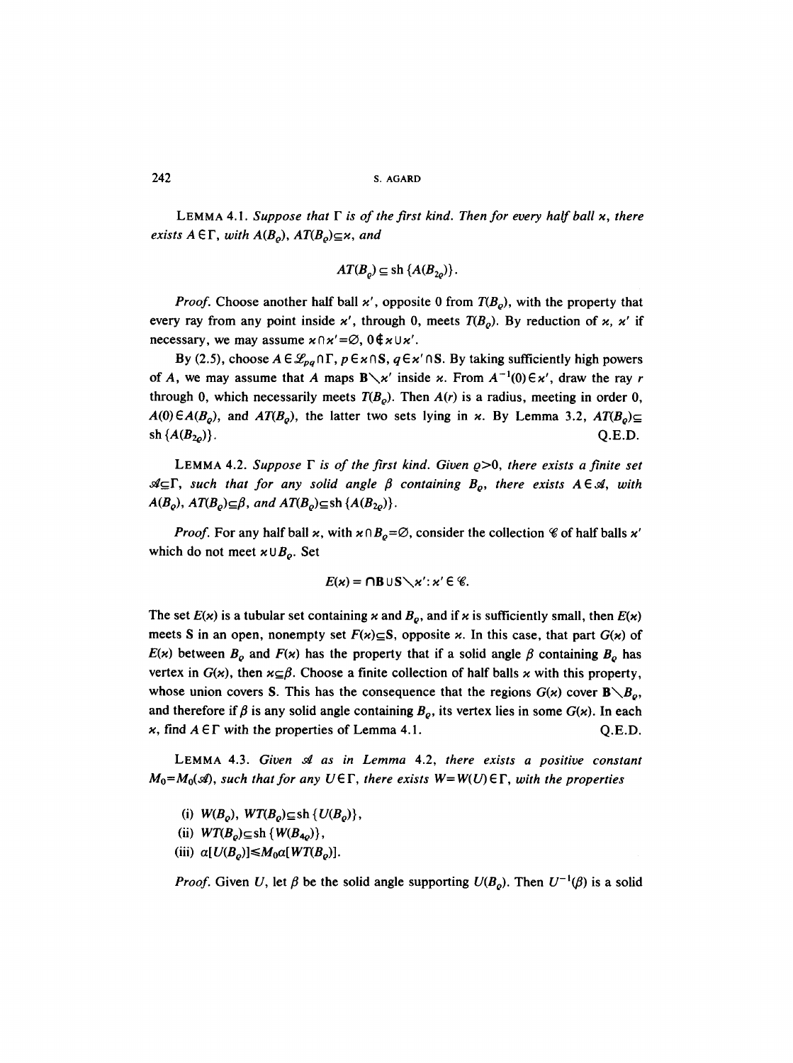**Lemma 4.1.** *Suppose that $\Gamma$ is of the first kind. Then for every half ball $\varkappa$, there exists $A \in \Gamma$, with $A(B_\varrho)$, $AT(B_\varrho) \subseteq \varkappa$, and*

$$AT(B_\varrho) \subseteq \mathrm{sh}\,\{A(B_{2\varrho})\}.$$

*Proof.* Choose another half ball $\varkappa'$, opposite 0 from $T(B_\varrho)$, with the property that every ray from any point inside $\varkappa'$, through 0, meets $T(B_\varrho)$. By reduction of $\varkappa$, $\varkappa'$ if necessary, we may assume $\varkappa \cap \varkappa' = \emptyset$, $0 \notin \varkappa \cup \varkappa'$.

By (2.5), choose $A \in \mathscr{L}_{pq} \cap \Gamma$, $p \in \varkappa \cap \mathbf{S}$, $q \in \varkappa' \cap \mathbf{S}$. By taking sufficiently high powers of $A$, we may assume that $A$ maps $\mathbf{B} \setminus \varkappa'$ inside $\varkappa$. From $A^{-1}(0) \in \varkappa'$, draw the ray $r$ through 0, which necessarily meets $T(B_\varrho)$. Then $A(r)$ is a radius, meeting in order 0, $A(0) \in A(B_\varrho)$, and $AT(B_\varrho)$, the latter two sets lying in $\varkappa$. By Lemma 3.2, $AT(B_\varrho) \subseteq \mathrm{sh}\,\{A(B_{2\varrho})\}$. Q.E.D.

**Lemma 4.2.** *Suppose $\Gamma$ is of the first kind. Given $\varrho > 0$, there exists a finite set $\mathscr{A} \subseteq \Gamma$, such that for any solid angle $\beta$ containing $B_\varrho$, there exists $A \in \mathscr{A}$, with $A(B_\varrho)$, $AT(B_\varrho) \subseteq \beta$, and $AT(B_\varrho) \subseteq \mathrm{sh}\,\{A(B_{2\varrho})\}$.*

*Proof.* For any half ball $\varkappa$, with $\varkappa \cap B_\varrho = \emptyset$, consider the collection $\mathscr{C}$ of half balls $\varkappa'$ which do not meet $\varkappa \cup B_\varrho$. Set

$$E(\varkappa) = \bigcap \mathbf{B} \cup \mathbf{S} \setminus \varkappa' : \varkappa' \in \mathscr{C}.$$

The set $E(\varkappa)$ is a tubular set containing $\varkappa$ and $B_\varrho$, and if $\varkappa$ is sufficiently small, then $E(\varkappa)$ meets $\mathbf{S}$ in an open, nonempty set $F(\varkappa) \subseteq \mathbf{S}$, opposite $\varkappa$. In this case, that part $G(\varkappa)$ of $E(\varkappa)$ between $B_\varrho$ and $F(\varkappa)$ has the property that if a solid angle $\beta$ containing $B_\varrho$ has vertex in $G(\varkappa)$, then $\varkappa \subseteq \beta$. Choose a finite collection of half balls $\varkappa$ with this property, whose union covers $\mathbf{S}$. This has the consequence that the regions $G(\varkappa)$ cover $\mathbf{B} \setminus B_\varrho$, and therefore if $\beta$ is any solid angle containing $B_\varrho$, its vertex lies in some $G(\varkappa)$. In each $\varkappa$, find $A \in \Gamma$ with the properties of Lemma 4.1. Q.E.D.

**Lemma 4.3.** *Given $\mathscr{A}$ as in Lemma 4.2, there exists a positive constant $M_0 = M_0(\mathscr{A})$, such that for any $U \in \Gamma$, there exists $W = W(U) \in \Gamma$, with the properties*

(i) $W(B_\varrho)$, $WT(B_\varrho) \subseteq \mathrm{sh}\,\{U(B_\varrho)\}$,

(ii) $WT(B_\varrho) \subseteq \mathrm{sh}\,\{W(B_{4\varrho})\}$,

(iii) $\alpha[U(B_\varrho)] \leq M_0 \alpha[WT(B_\varrho)]$.

*Proof.* Given $U$, let $\beta$ be the solid angle supporting $U(B_\varrho)$. Then $U^{-1}(\beta)$ is a solid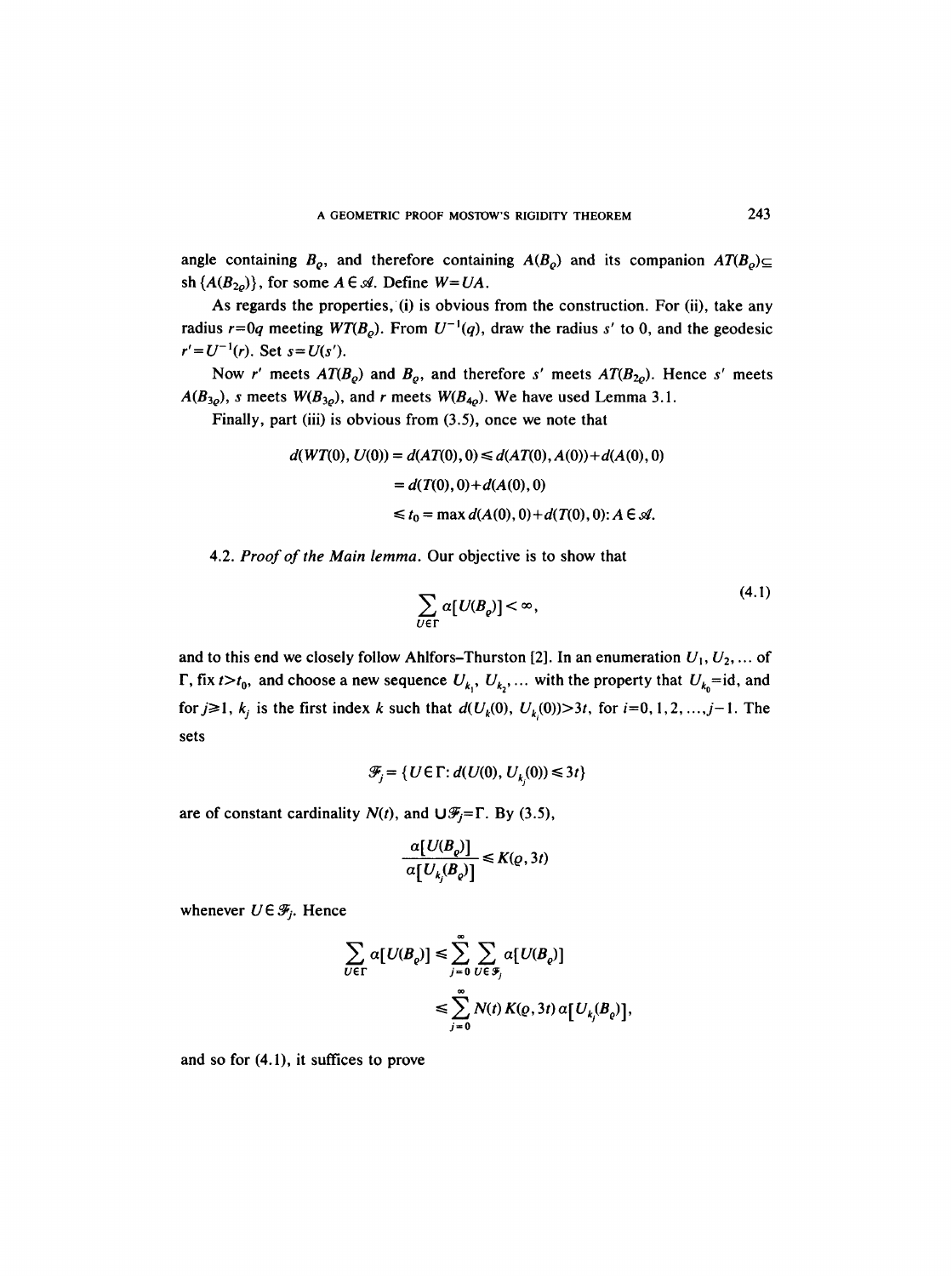angle containing $B_\varrho$, and therefore containing $A(B_\varrho)$ and its companion $AT(B_\varrho) \subseteq \text{sh}\{A(B_{2\varrho})\}$, for some $A \in \mathscr{A}$. Define $W = UA$.

As regards the properties, (i) is obvious from the construction. For (ii), take any radius $r = 0q$ meeting $WT(B_\varrho)$. From $U^{-1}(q)$, draw the radius $s'$ to 0, and the geodesic $r' = U^{-1}(r)$. Set $s = U(s')$.

Now $r'$ meets $AT(B_\varrho)$ and $B_\varrho$, and therefore $s'$ meets $AT(B_{2\varrho})$. Hence $s'$ meets $A(B_{3\varrho})$, $s$ meets $W(B_{3\varrho})$, and $r$ meets $W(B_{4\varrho})$. We have used Lemma 3.1.

Finally, part (iii) is obvious from (3.5), once we note that

$$
\begin{aligned}
d(WT(0), U(0)) &= d(AT(0), 0) \leqslant d(AT(0), A(0)) + d(A(0), 0) \\
&= d(T(0), 0) + d(A(0), 0) \\
&\leqslant t_0 = \max d(A(0), 0) + d(T(0), 0) : A \in \mathscr{A}.
\end{aligned}
$$

4.2. *Proof of the Main lemma.* Our objective is to show that

$$
\sum_{U \in \Gamma} \alpha[U(B_\varrho)] < \infty, \tag{4.1}
$$

and to this end we closely follow Ahlfors–Thurston [2]. In an enumeration $U_1, U_2, \ldots$ of $\Gamma$, fix $t > t_0$, and choose a new sequence $U_{k_1}, U_{k_2}, \ldots$ with the property that $U_{k_0} = \text{id}$, and for $j \geqslant 1$, $k_j$ is the first index $k$ such that $d(U_k(0), U_{k_i}(0)) > 3t$, for $i = 0, 1, 2, \ldots, j-1$. The sets

$$
\mathscr{F}_j = \{U \in \Gamma : d(U(0), U_{k_j}(0)) \leqslant 3t\}
$$

are of constant cardinality $N(t)$, and $\cup \mathscr{F}_j = \Gamma$. By (3.5),

$$
\frac{\alpha[U(B_\varrho)]}{\alpha[U_{k_j}(B_\varrho)]} \leqslant K(\varrho, 3t)
$$

whenever $U \in \mathscr{F}_j$. Hence

$$
\begin{aligned}
\sum_{U \in \Gamma} \alpha[U(B_\varrho)] &\leqslant \sum_{j=0}^{\infty} \sum_{U \in \mathscr{F}_j} \alpha[U(B_\varrho)] \\
&\leqslant \sum_{j=0}^{\infty} N(t)\, K(\varrho, 3t)\, \alpha[U_{k_j}(B_\varrho)],
\end{aligned}
$$

and so for (4.1), it suffices to prove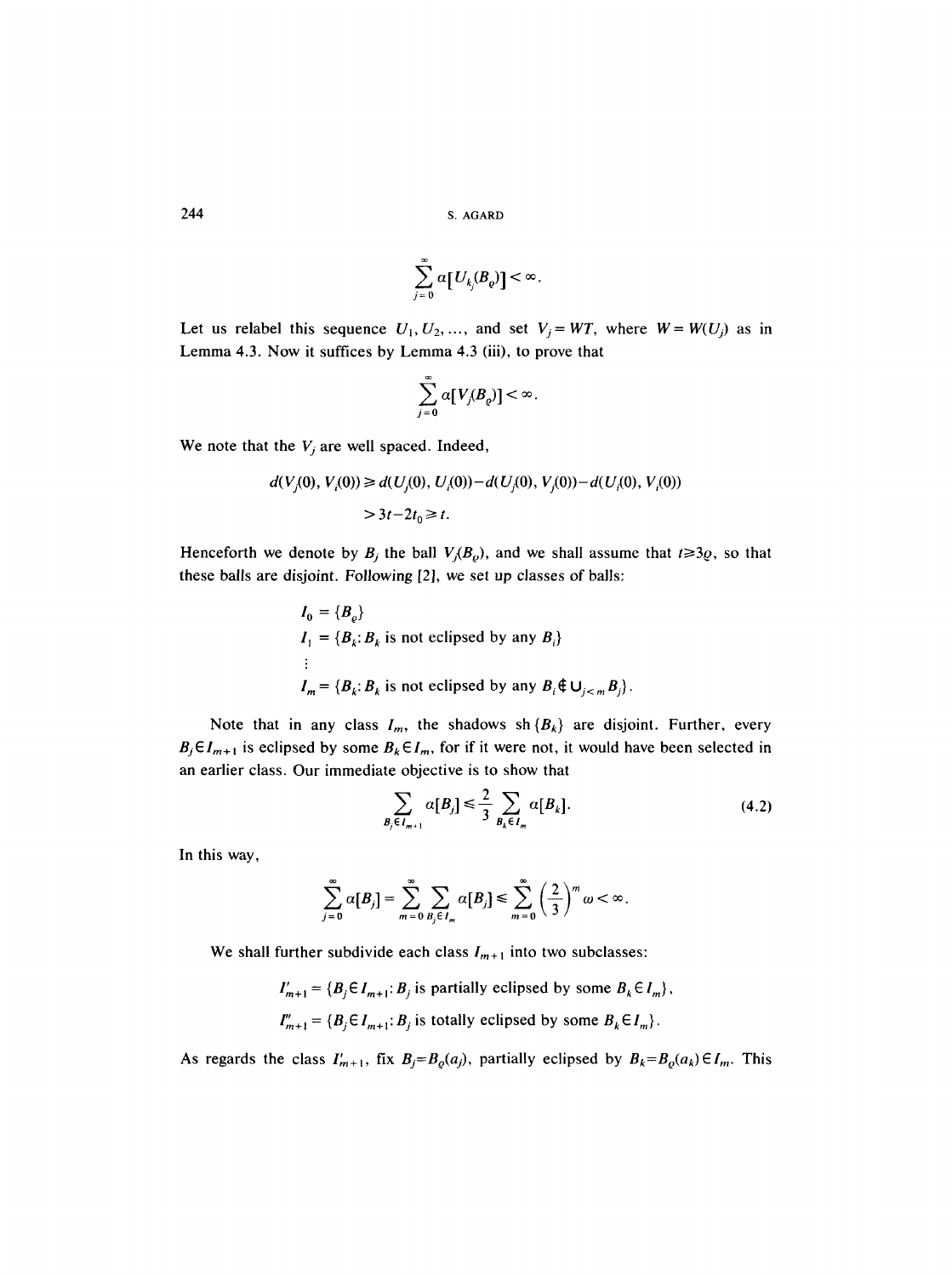$$\sum_{j=0}^{\infty} \alpha[U_{k_j}(B_\varrho)] < \infty.$$

Let us relabel this sequence $U_1, U_2, \ldots$, and set $V_j = WT$, where $W = W(U_j)$ as in Lemma 4.3. Now it suffices by Lemma 4.3 (iii), to prove that

$$\sum_{j=0}^{\infty} \alpha[V_j(B_\varrho)] < \infty.$$

We note that the $V_j$ are well spaced. Indeed,

$$\begin{aligned} d(V_j(0), V_i(0)) &\geq d(U_j(0), U_i(0)) - d(U_j(0), V_j(0)) - d(U_i(0), V_i(0)) \\ &> 3t - 2t_0 \geq t. \end{aligned}$$

Henceforth we denote by $B_j$ the ball $V_j(B_\varrho)$, and we shall assume that $t \geq 3\varrho$, so that these balls are disjoint. Following [2], we set up classes of balls:

$$\begin{aligned} I_0 &= \{B_\varrho\} \\ I_1 &= \{B_k : B_k \text{ is not eclipsed by any } B_i\} \\ &\;\vdots \\ I_m &= \{B_k : B_k \text{ is not eclipsed by any } B_i \notin \textstyle\bigcup_{j<m} B_j\}. \end{aligned}$$

Note that in any class $I_m$, the shadows $\operatorname{sh}\{B_k\}$ are disjoint. Further, every $B_j \in I_{m+1}$ is eclipsed by some $B_k \in I_m$, for if it were not, it would have been selected in an earlier class. Our immediate objective is to show that

$$\sum_{B_j \in I_{m+1}} \alpha[B_j] \leq \frac{2}{3} \sum_{B_k \in I_m} \alpha[B_k]. \tag{4.2}$$

In this way,

$$\sum_{j=0}^{\infty} \alpha[B_j] = \sum_{m=0}^{\infty} \sum_{B_j \in I_m} \alpha[B_j] \leq \sum_{m=0}^{\infty} \left(\frac{2}{3}\right)^m \omega < \infty.$$

We shall further subdivide each class $I_{m+1}$ into two subclasses:

$$\begin{aligned} I'_{m+1} &= \{B_j \in I_{m+1} : B_j \text{ is partially eclipsed by some } B_k \in I_m\}, \\ I''_{m+1} &= \{B_j \in I_{m+1} : B_j \text{ is totally eclipsed by some } B_k \in I_m\}. \end{aligned}$$

As regards the class $I'_{m+1}$, fix $B_j = B_\varrho(a_j)$, partially eclipsed by $B_k = B_\varrho(a_k) \in I_m$. This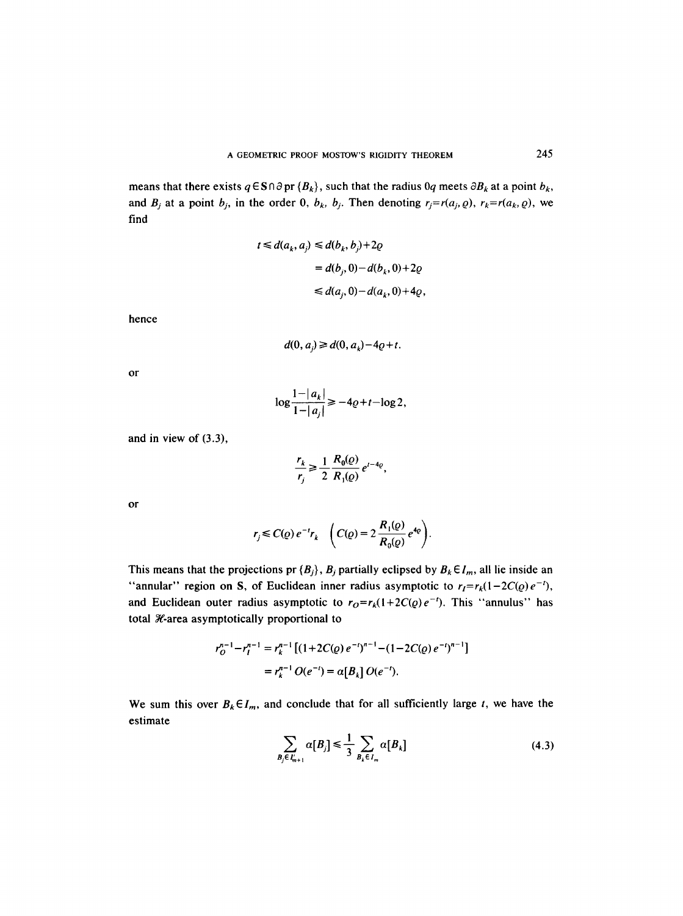means that there exists $q \in \mathbf{S} \cap \partial\, \mathrm{pr}\,\{B_k\}$, such that the radius $0q$ meets $\partial B_k$ at a point $b_k$, and $B_j$ at a point $b_j$, in the order $0$, $b_k$, $b_j$. Then denoting $r_j = r(a_j, \varrho)$, $r_k = r(a_k, \varrho)$, we find

$$
\begin{aligned}
t \leqslant d(a_k, a_j) &\leqslant d(b_k, b_j) + 2\varrho \\
&= d(b_j, 0) - d(b_k, 0) + 2\varrho \\
&\leqslant d(a_j, 0) - d(a_k, 0) + 4\varrho,
\end{aligned}
$$

hence

$$
d(0, a_j) \geqslant d(0, a_k) - 4\varrho + t.
$$

or

$$
\log \frac{1 - |a_k|}{1 - |a_j|} \geqslant -4\varrho + t - \log 2,
$$

and in view of (3.3),

$$
\frac{r_k}{r_j} \geqslant \frac{1}{2} \frac{R_0(\varrho)}{R_1(\varrho)} e^{t - 4\varrho},
$$

or

$$
r_j \leqslant C(\varrho)\, e^{-t} r_k \quad \left( C(\varrho) = 2 \frac{R_1(\varrho)}{R_0(\varrho)} e^{4\varrho} \right).
$$

This means that the projections $\mathrm{pr}\,\{B_j\}$, $B_j$ partially eclipsed by $B_k \in I_m$, all lie inside an "annular" region on $\mathbf{S}$, of Euclidean inner radius asymptotic to $r_I = r_k(1 - 2C(\varrho)\, e^{-t})$, and Euclidean outer radius asymptotic to $r_O = r_k(1 + 2C(\varrho)\, e^{-t})$. This "annulus" has total $\mathcal{H}$-area asymptotically proportional to

$$
\begin{aligned}
r_O^{n-1} - r_I^{n-1} &= r_k^{n-1}\left[(1 + 2C(\varrho)\, e^{-t})^{n-1} - (1 - 2C(\varrho)\, e^{-t})^{n-1}\right] \\
&= r_k^{n-1}\, O(e^{-t}) = \alpha[B_k]\, O(e^{-t}).
\end{aligned}
$$

We sum this over $B_k \in I_m$, and conclude that for all sufficiently large $t$, we have the estimate

$$
\sum_{B_j \in I'_{m+1}} \alpha[B_j] \leqslant \frac{1}{3} \sum_{B_k \in I_m} \alpha[B_k] \tag{4.3}
$$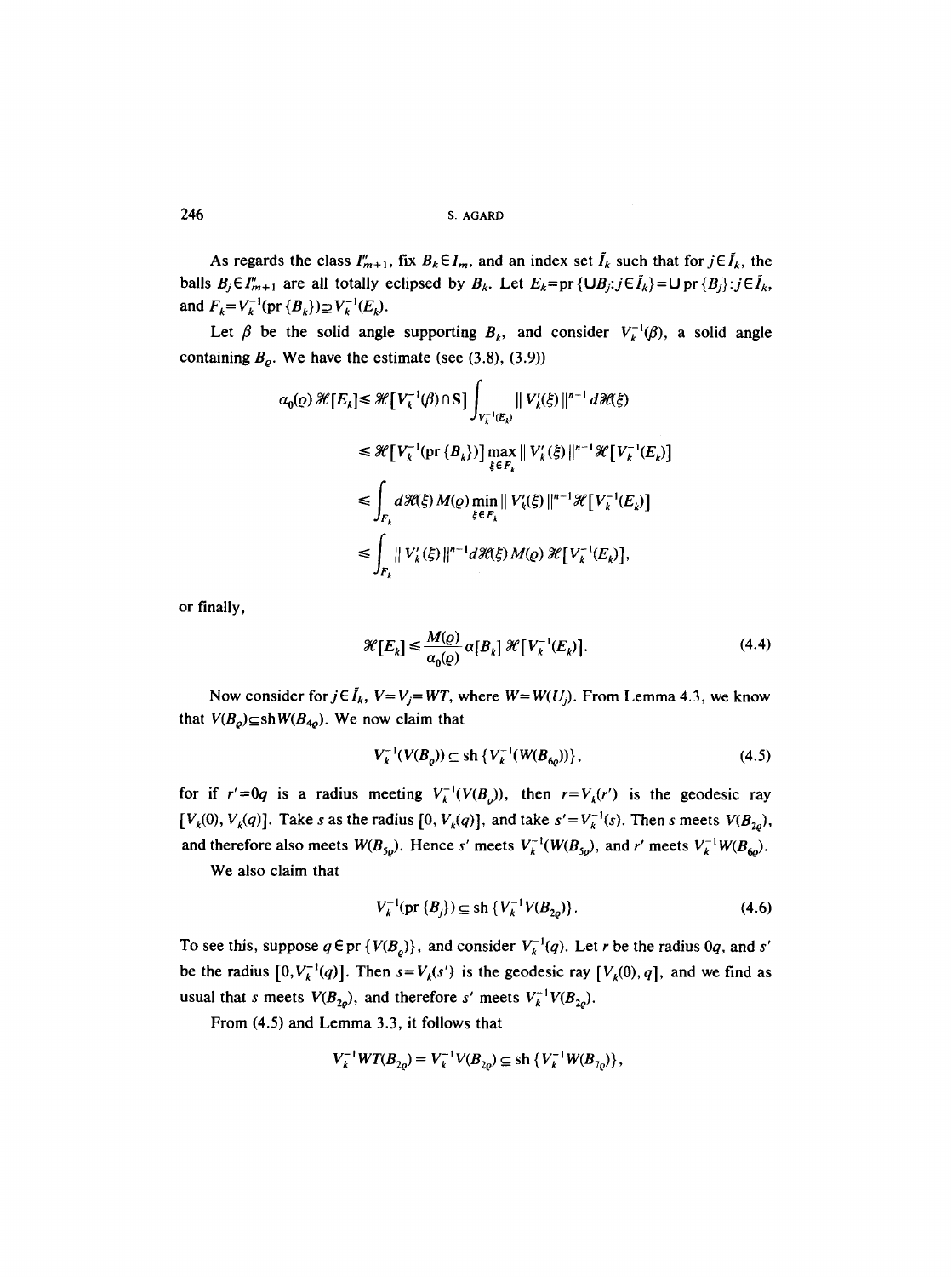As regards the class $I''_{m+1}$, fix $B_k \in I_m$, and an index set $\bar{I}_k$ such that for $j \in \bar{I}_k$, the balls $B_j \in I''_{m+1}$ are all totally eclipsed by $B_k$. Let $E_k = \mathrm{pr}\,\{\cup B_j : j \in \bar{I}_k\} = \cup\, \mathrm{pr}\,\{B_j\} : j \in \bar{I}_k$, and $F_k = V_k^{-1}(\mathrm{pr}\,\{B_k\}) \supseteq V_k^{-1}(E_k)$.

Let $\beta$ be the solid angle supporting $B_k$, and consider $V_k^{-1}(\beta)$, a solid angle containing $B_\varrho$. We have the estimate (see (3.8), (3.9))

$$
\begin{aligned}
\alpha_0(\varrho)\,\mathcal{H}[E_k] &\leq \mathcal{H}[V_k^{-1}(\beta) \cap \mathbf{S}] \int_{V_k^{-1}(E_k)} \| V_k'(\xi) \|^{n-1}\, d\mathcal{H}(\xi) \\
&\leq \mathcal{H}[V_k^{-1}(\mathrm{pr}\,\{B_k\})] \max_{\xi \in F_k} \| V_k'(\xi) \|^{n-1} \mathcal{H}[V_k^{-1}(E_k)] \\
&\leq \int_{F_k} d\mathcal{H}(\xi)\, M(\varrho) \min_{\xi \in F_k} \| V_k'(\xi) \|^{n-1} \mathcal{H}[V_k^{-1}(E_k)] \\
&\leq \int_{F_k} \| V_k'(\xi) \|^{n-1} d\mathcal{H}(\xi)\, M(\varrho)\, \mathcal{H}[V_k^{-1}(E_k)],
\end{aligned}
$$

or finally,

$$
\mathcal{H}[E_k] \leq \frac{M(\varrho)}{\alpha_0(\varrho)}\, \alpha[B_k]\, \mathcal{H}[V_k^{-1}(E_k)]. \tag{4.4}
$$

Now consider for $j \in \bar{I}_k$, $V = V_j = WT$, where $W = W(U_j)$. From Lemma 4.3, we know that $V(B_\varrho) \subseteq \mathrm{sh}\, W(B_{4\varrho})$. We now claim that

$$
V_k^{-1}(V(B_\varrho)) \subseteq \mathrm{sh}\,\{V_k^{-1}(W(B_{6\varrho}))\}, \tag{4.5}
$$

for if $r' = 0q$ is a radius meeting $V_k^{-1}(V(B_\varrho))$, then $r = V_k(r')$ is the geodesic ray $[V_k(0), V_k(q)]$. Take $s$ as the radius $[0, V_k(q)]$, and take $s' = V_k^{-1}(s)$. Then $s$ meets $V(B_{2\varrho})$, and therefore also meets $W(B_{5\varrho})$. Hence $s'$ meets $V_k^{-1}(W(B_{5\varrho}))$, and $r'$ meets $V_k^{-1} W(B_{6\varrho})$.

We also claim that

$$
V_k^{-1}(\mathrm{pr}\,\{B_j\}) \subseteq \mathrm{sh}\,\{V_k^{-1} V(B_{2\varrho})\}. \tag{4.6}
$$

To see this, suppose $q \in \mathrm{pr}\,\{V(B_\varrho)\}$, and consider $V_k^{-1}(q)$. Let $r$ be the radius $0q$, and $s'$ be the radius $[0, V_k^{-1}(q)]$. Then $s = V_k(s')$ is the geodesic ray $[V_k(0), q]$, and we find as usual that $s$ meets $V(B_{2\varrho})$, and therefore $s'$ meets $V_k^{-1} V(B_{2\varrho})$.

From (4.5) and Lemma 3.3, it follows that

$$
V_k^{-1} WT(B_{2\varrho}) = V_k^{-1} V(B_{2\varrho}) \subseteq \mathrm{sh}\,\{V_k^{-1} W(B_{7\varrho})\},
$$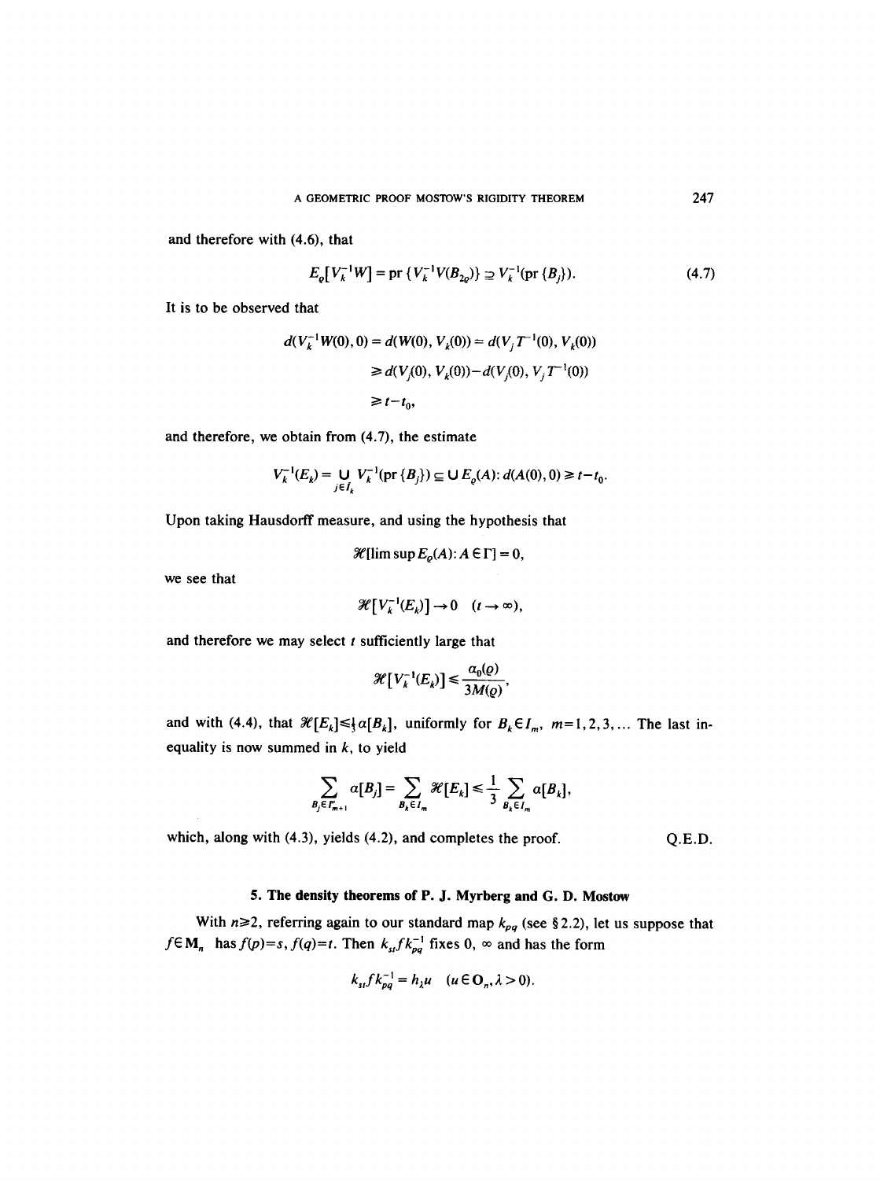and therefore with (4.6), that

$$E_\varrho[V_k^{-1}W] = \mathrm{pr}\,\{V_k^{-1}V(B_{2\varrho})\} \supseteq V_k^{-1}(\mathrm{pr}\,\{B_j\}). \tag{4.7}$$

It is to be observed that

$$\begin{aligned} d(V_k^{-1}W(0), 0) &= d(W(0), V_k(0)) = d(V_j T^{-1}(0), V_k(0)) \\ &\geq d(V_j(0), V_k(0)) - d(V_j(0), V_j T^{-1}(0)) \\ &\geq t - t_0, \end{aligned}$$

and therefore, we obtain from (4.7), the estimate

$$V_k^{-1}(E_k) = \bigcup_{j \in I_k} V_k^{-1}(\mathrm{pr}\,\{B_j\}) \subseteq \bigcup E_\varrho(A) \colon d(A(0), 0) \geq t - t_0.$$

Upon taking Hausdorff measure, and using the hypothesis that

$$\mathscr{H}[\limsup E_\varrho(A) \colon A \in \Gamma] = 0,$$

we see that

$$\mathscr{H}[V_k^{-1}(E_k)] \to 0 \quad (t \to \infty),$$

and therefore we may select $t$ sufficiently large that

$$\mathscr{H}[V_k^{-1}(E_k)] \leq \frac{a_0(\varrho)}{3M(\varrho)},$$

and with (4.4), that $\mathscr{H}[E_k] \leq \frac{1}{3}\alpha[B_k]$, uniformly for $B_k \in I_m$, $m = 1, 2, 3, \ldots$ The last inequality is now summed in $k$, to yield

$$\sum_{B_j \in I_{m+1}} \alpha[B_j] = \sum_{B_k \in I_m} \mathscr{H}[E_k] \leq \frac{1}{3} \sum_{B_k \in I_m} \alpha[B_k],$$

which, along with (4.3), yields (4.2), and completes the proof. Q.E.D.

## 5. The density theorems of P. J. Myrberg and G. D. Mostow

With $n \geq 2$, referring again to our standard map $k_{pq}$ (see § 2.2), let us suppose that $f \in \mathbf{M}_n$ has $f(p) = s$, $f(q) = t$. Then $k_{st} f k_{pq}^{-1}$ fixes $0$, $\infty$ and has the form

$$k_{st} f k_{pq}^{-1} = h_\lambda u \quad (u \in \mathbf{O}_n, \lambda > 0).$$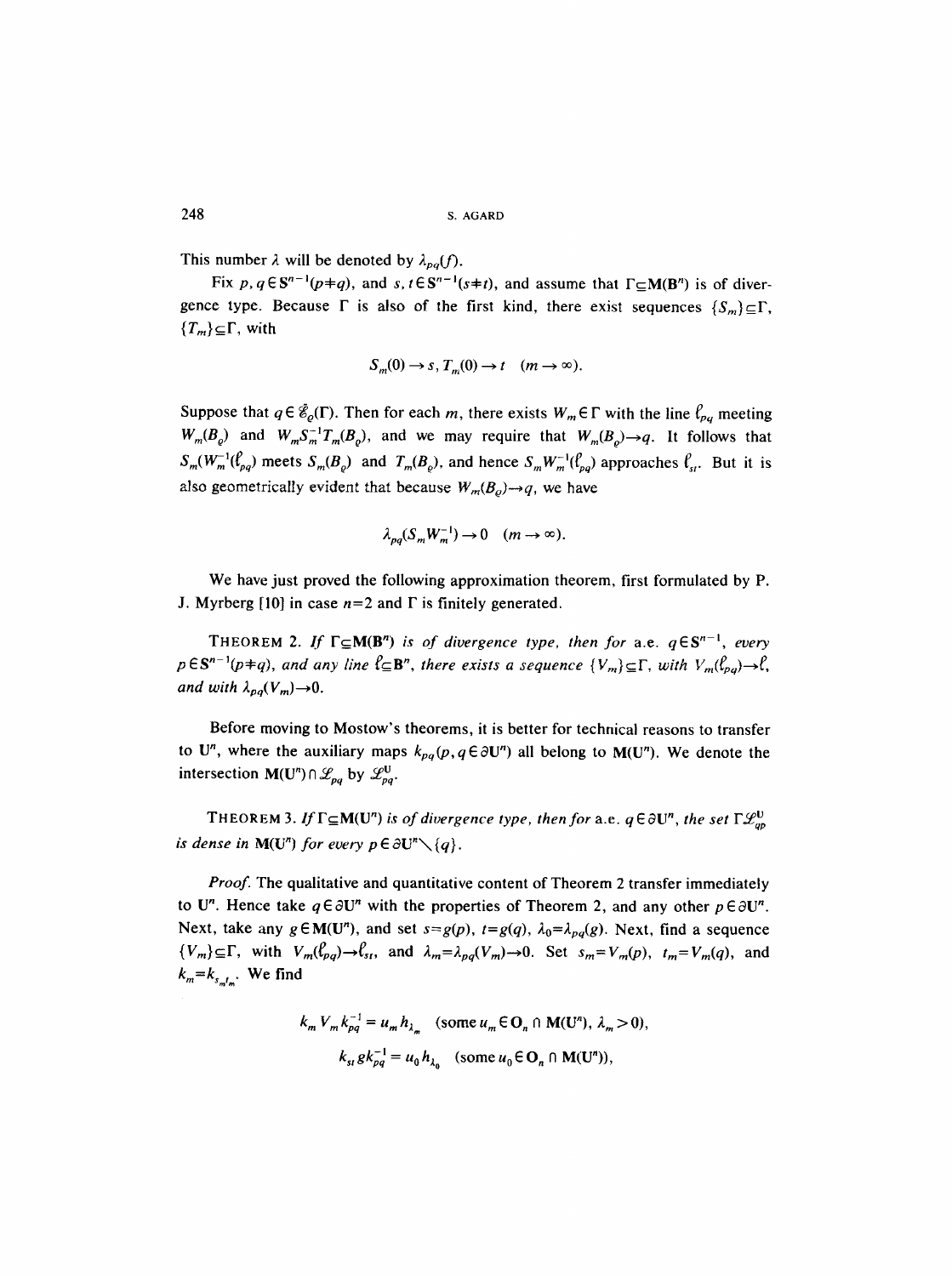This number $\lambda$ will be denoted by $\lambda_{pq}(f)$.

Fix $p, q \in \mathbf{S}^{n-1}(p \neq q)$, and $s, t \in \mathbf{S}^{n-1}(s \neq t)$, and assume that $\Gamma \subseteq \mathbf{M}(\mathbf{B}^n)$ is of divergence type. Because $\Gamma$ is also of the first kind, there exist sequences $\{S_m\} \subseteq \Gamma$, $\{T_m\} \subseteq \Gamma$, with

$$S_m(0) \to s, T_m(0) \to t \quad (m \to \infty).$$

Suppose that $q \in \mathscr{E}_\varrho(\Gamma)$. Then for each $m$, there exists $W_m \in \Gamma$ with the line $\ell_{pq}$ meeting $W_m(B_\varrho)$ and $W_m S_m^{-1} T_m(B_\varrho)$, and we may require that $W_m(B_\varrho) \to q$. It follows that $S_m(W_m^{-1}(\ell_{pq}))$ meets $S_m(B_\varrho)$ and $T_m(B_\varrho)$, and hence $S_m W_m^{-1}(\ell_{pq})$ approaches $\ell_{st}$. But it is also geometrically evident that because $W_m(B_\varrho) \to q$, we have

$$\lambda_{pq}(S_m W_m^{-1}) \to 0 \quad (m \to \infty).$$

We have just proved the following approximation theorem, first formulated by P. J. Myrberg [10] in case $n=2$ and $\Gamma$ is finitely generated.

THEOREM 2. *If $\Gamma \subseteq \mathbf{M}(\mathbf{B}^n)$ is of divergence type, then for* a.e. $q \in \mathbf{S}^{n-1}$, *every $p \in \mathbf{S}^{n-1}(p \neq q)$, and any line $\ell \subseteq \mathbf{B}^n$, there exists a sequence $\{V_m\} \subseteq \Gamma$, with $V_m(\ell_{pq}) \to \ell$, and with $\lambda_{pq}(V_m) \to 0$.*

Before moving to Mostow's theorems, it is better for technical reasons to transfer to $\mathbf{U}^n$, where the auxiliary maps $k_{pq}(p, q \in \partial \mathbf{U}^n)$ all belong to $\mathbf{M}(\mathbf{U}^n)$. We denote the intersection $\mathbf{M}(\mathbf{U}^n) \cap \mathscr{L}_{pq}$ by $\mathscr{L}_{pq}^{\mathbf{U}}$.

THEOREM 3. *If $\Gamma \subseteq \mathbf{M}(\mathbf{U}^n)$ is of divergence type, then for* a.e. $q \in \partial \mathbf{U}^n$, *the set $\Gamma \mathscr{L}_{qp}^{\mathbf{U}}$ is dense in $\mathbf{M}(\mathbf{U}^n)$ for every $p \in \partial \mathbf{U}^n \setminus \{q\}$.*

*Proof.* The qualitative and quantitative content of Theorem 2 transfer immediately to $\mathbf{U}^n$. Hence take $q \in \partial \mathbf{U}^n$ with the properties of Theorem 2, and any other $p \in \partial \mathbf{U}^n$. Next, take any $g \in \mathbf{M}(\mathbf{U}^n)$, and set $s = g(p)$, $t = g(q)$, $\lambda_0 = \lambda_{pq}(g)$. Next, find a sequence $\{V_m\} \subseteq \Gamma$, with $V_m(\ell_{pq}) \to \ell_{st}$, and $\lambda_m = \lambda_{pq}(V_m) \to 0$. Set $s_m = V_m(p)$, $t_m = V_m(q)$, and $k_m = k_{s_m t_m}$. We find

$$k_m V_m k_{pq}^{-1} = u_m h_{\lambda_m} \quad (\text{some } u_m \in \mathbf{O}_n \cap \mathbf{M}(\mathbf{U}^n),\ \lambda_m > 0),$$

$$k_{st} g k_{pq}^{-1} = u_0 h_{\lambda_0} \quad (\text{some } u_0 \in \mathbf{O}_n \cap \mathbf{M}(\mathbf{U}^n)),$$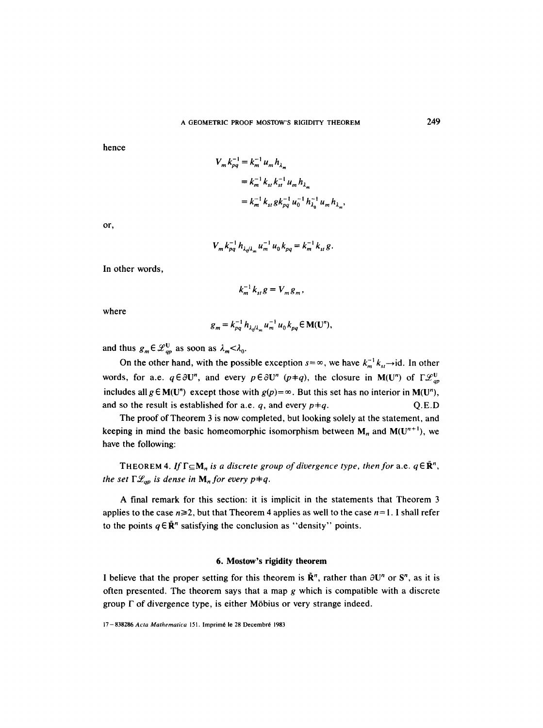hence

$$
\begin{aligned}
V_m k_{pq}^{-1} &= k_m^{-1} u_m h_{\lambda_m} \\
&= k_m^{-1} k_{st} k_{st}^{-1} u_m h_{\lambda_m} \\
&= k_m^{-1} k_{st} g k_{pq}^{-1} u_0^{-1} h_{\lambda_0}^{-1} u_m h_{\lambda_m},
\end{aligned}
$$

or,

$$
V_m k_{pq}^{-1} h_{\lambda_0/\lambda_m} u_m^{-1} u_0 k_{pq} = k_m^{-1} k_{st} g.
$$

In other words,

$$
k_m^{-1} k_{st} g = V_m g_m,
$$

where

$$
g_m = k_{pq}^{-1} h_{\lambda_0/\lambda_m} u_m^{-1} u_0 k_{pq} \in \mathbf{M}(\mathbf{U}^n),
$$

and thus $g_m \in \mathcal{L}_{qp}^{\mathbf{U}}$ as soon as $\lambda_m < \lambda_0$.

On the other hand, with the possible exception $s=\infty$, we have $k_m^{-1} k_{st} \to \mathrm{id}$. In other words, for a.e. $q \in \partial\mathbf{U}^n$, and every $p \in \partial\mathbf{U}^n$ $(p \neq q)$, the closure in $\mathbf{M}(\mathbf{U}^n)$ of $\Gamma\mathcal{L}_{qp}^{\mathbf{U}}$ includes all $g \in \mathbf{M}(\mathbf{U}^n)$ except those with $g(p)=\infty$. But this set has no interior in $\mathbf{M}(\mathbf{U}^n)$, and so the result is established for a.e. $q$, and every $p \neq q$. Q.E.D

The proof of Theorem 3 is now completed, but looking solely at the statement, and keeping in mind the basic homeomorphic isomorphism between $\mathbf{M}_n$ and $\mathbf{M}(\mathbf{U}^{n+1})$, we have the following:

THEOREM 4. *If $\Gamma \subseteq \mathbf{M}_n$ is a discrete group of divergence type, then for* a.e. $q \in \bar{\mathbf{R}}^n$, *the set $\Gamma\mathcal{L}_{qp}$ is dense in $\mathbf{M}_n$ for every $p \neq q$.*

A final remark for this section: it is implicit in the statements that Theorem 3 applies to the case $n \geq 2$, but that Theorem 4 applies as well to the case $n=1$. I shall refer to the points $q \in \bar{\mathbf{R}}^n$ satisfying the conclusion as "density" points.

## 6. Mostow's rigidity theorem

I believe that the proper setting for this theorem is $\bar{\mathbf{R}}^n$, rather than $\partial\mathbf{U}^n$ or $\mathbf{S}^n$, as it is often presented. The theorem says that a map $g$ which is compatible with a discrete group $\Gamma$ of divergence type, is either Möbius or very strange indeed.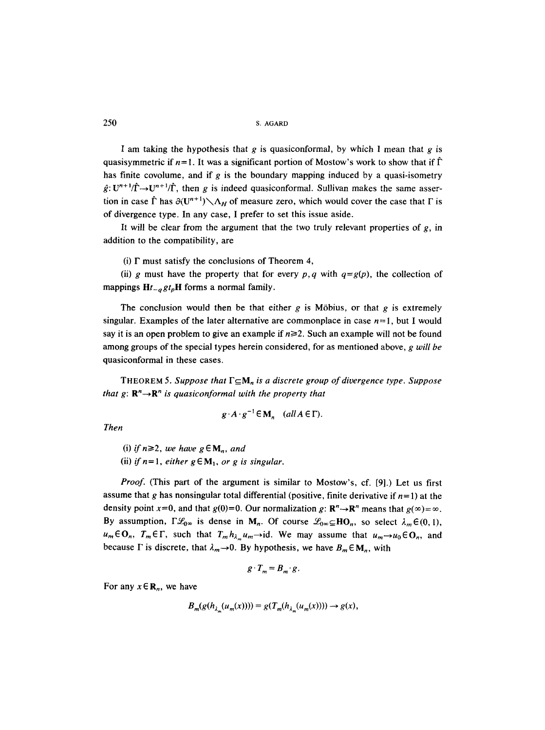I am taking the hypothesis that $g$ is quasiconformal, by which I mean that $g$ is quasisymmetric if $n=1$. It was a significant portion of Mostow's work to show that if $\hat{\Gamma}$ has finite covolume, and if $g$ is the boundary mapping induced by a quasi-isometry $\hat{g}: \mathbf{U}^{n+1}/\hat{\Gamma} \to \mathbf{U}^{n+1}/\hat{\Gamma}$, then $g$ is indeed quasiconformal. Sullivan makes the same assertion in case $\hat{\Gamma}$ has $\partial(\mathbf{U}^{n+1}) \setminus \Lambda_H$ of measure zero, which would cover the case that $\Gamma$ is of divergence type. In any case, I prefer to set this issue aside.

It will be clear from the argument that the two truly relevant properties of $g$, in addition to the compatibility, are

(i) $\Gamma$ must satisfy the conclusions of Theorem 4,

(ii) $g$ must have the property that for every $p, q$ with $q=g(p)$, the collection of mappings $\mathbf{H}t_{-q}gt_p\mathbf{H}$ forms a normal family.

The conclusion would then be that either $g$ is Möbius, or that $g$ is extremely singular. Examples of the later alternative are commonplace in case $n=1$, but I would say it is an open problem to give an example if $n \geq 2$. Such an example will not be found among groups of the special types herein considered, for as mentioned above, *g will be* quasiconformal in these cases.

THEOREM 5. *Suppose that $\Gamma \subseteq \mathbf{M}_n$ is a discrete group of divergence type. Suppose that $g: \mathbf{R}^n \to \mathbf{R}^n$ is quasiconformal with the property that*

$$g \cdot A \cdot g^{-1} \in \mathbf{M}_n \quad (\mathit{all}\, A \in \Gamma).$$

*Then*

(i) *if $n \geq 2$, we have $g \in \mathbf{M}_n$, and*

(ii) *if $n=1$, either $g \in \mathbf{M}_1$, or $g$ is singular.*

*Proof.* (This part of the argument is similar to Mostow's, cf. [9].) Let us first assume that $g$ has nonsingular total differential (positive, finite derivative if $n=1$) at the density point $x=0$, and that $g(0)=0$. Our normalization $g: \mathbf{R}^n \to \mathbf{R}^n$ means that $g(\infty)=\infty$. By assumption, $\Gamma \mathscr{L}_{0\infty}$ is dense in $\mathbf{M}_n$. Of course $\mathscr{L}_{0\infty} \subseteq \mathbf{HO}_n$, so select $\lambda_m \in (0,1)$, $u_m \in \mathbf{O}_n$, $T_m \in \Gamma$, such that $T_m h_{\lambda_m} u_m \to \mathrm{id}$. We may assume that $u_m \to u_0 \in \mathbf{O}_n$, and because $\Gamma$ is discrete, that $\lambda_m \to 0$. By hypothesis, we have $B_m \in \mathbf{M}_n$, with

$$g \cdot T_m = B_m \cdot g.$$

For any $x \in \mathbf{R}_n$, we have

$$B_m(g(h_{\lambda_m}(u_m(x)))) = g(T_m(h_{\lambda_m}(u_m(x)))) \to g(x),$$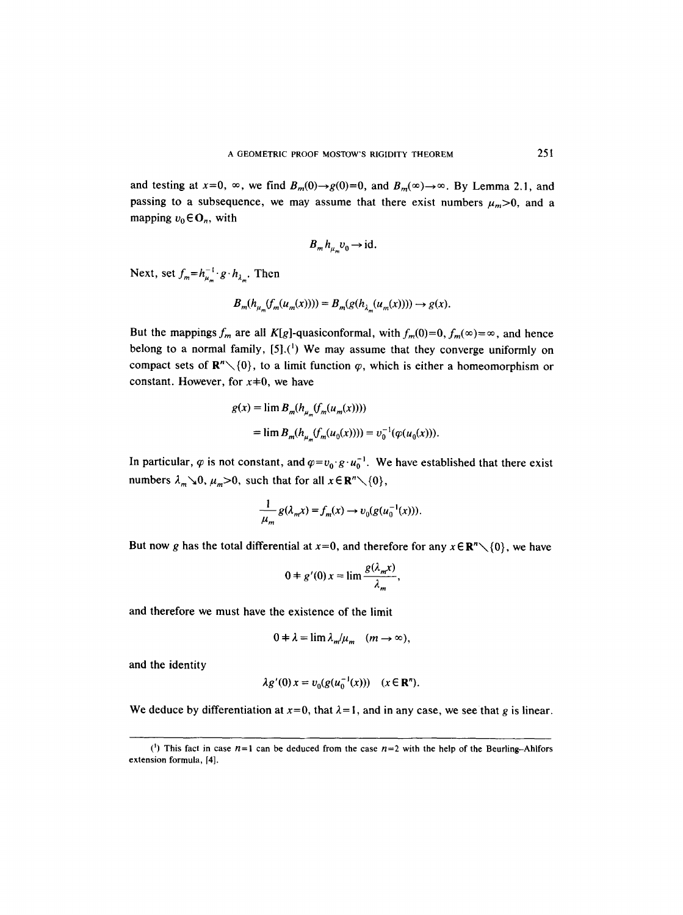and testing at $x=0$, $\infty$, we find $B_m(0)\to g(0)=0$, and $B_m(\infty)\to\infty$. By Lemma 2.1, and passing to a subsequence, we may assume that there exist numbers $\mu_m>0$, and a mapping $v_0\in \mathbf{O}_n$, with

$$B_m h_{\mu_m} v_0 \to \mathrm{id}.$$

Next, set $f_m = h_{\mu_m}^{-1}\cdot g \cdot h_{\lambda_m}$. Then

$$B_m(h_{\mu_m}(f_m(u_m(x)))) = B_m(g(h_{\lambda_m}(u_m(x)))) \to g(x).$$

But the mappings $f_m$ are all $K[g]$-quasiconformal, with $f_m(0)=0$, $f_m(\infty)=\infty$, and hence belong to a normal family, [5].(¹) We may assume that they converge uniformly on compact sets of $\mathbf{R}^n\setminus\{0\}$, to a limit function $\varphi$, which is either a homeomorphism or constant. However, for $x\neq 0$, we have

$$\begin{aligned} g(x) &= \lim B_m(h_{\mu_m}(f_m(u_m(x)))) \\ &= \lim B_m(h_{\mu_m}(f_m(u_0(x)))) = v_0^{-1}(\varphi(u_0(x))). \end{aligned}$$

In particular, $\varphi$ is not constant, and $\varphi = v_0\cdot g\cdot u_0^{-1}$. We have established that there exist numbers $\lambda_m\searrow 0$, $\mu_m>0$, such that for all $x\in\mathbf{R}^n\setminus\{0\}$,

$$\frac{1}{\mu_m} g(\lambda_m x) = f_m(x) \to v_0(g(u_0^{-1}(x))).$$

But now $g$ has the total differential at $x=0$, and therefore for any $x\in\mathbf{R}^n\setminus\{0\}$, we have

$$0 \neq g'(0)\,x = \lim \frac{g(\lambda_m x)}{\lambda_m},$$

and therefore we must have the existence of the limit

$$0 \neq \lambda = \lim \lambda_m/\mu_m \quad (m\to\infty),$$

and the identity

$$\lambda g'(0)\,x = v_0(g(u_0^{-1}(x))) \quad (x\in\mathbf{R}^n).$$

We deduce by differentiation at $x=0$, that $\lambda=1$, and in any case, we see that $g$ is linear.

---

(¹) This fact in case $n=1$ can be deduced from the case $n=2$ with the help of the Beurling–Ahlfors extension formula, [4].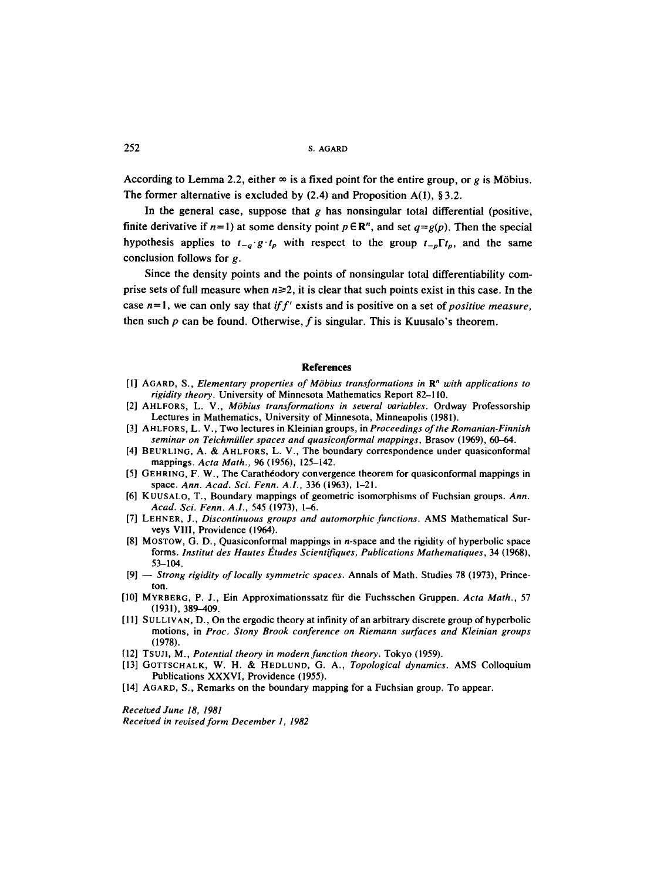According to Lemma 2.2, either $\infty$ is a fixed point for the entire group, or $g$ is Möbius. The former alternative is excluded by (2.4) and Proposition A(1), § 3.2.

In the general case, suppose that $g$ has nonsingular total differential (positive, finite derivative if $n=1$) at some density point $p \in \mathbf{R}^n$, and set $q=g(p)$. Then the special hypothesis applies to $t_{-q} \cdot g \cdot t_p$ with respect to the group $t_{-p}\Gamma t_p$, and the same conclusion follows for $g$.

Since the density points and the points of nonsingular total differentiability comprise sets of full measure when $n \geq 2$, it is clear that such points exist in this case. In the case $n=1$, we can only say that *if* $f'$ exists and is positive on a set of *positive measure*, then such $p$ can be found. Otherwise, $f$ is singular. This is Kuusalo's theorem.

## References

[1] AGARD, S., *Elementary properties of Möbius transformations in* $\mathbf{R}^n$ *with applications to rigidity theory*. University of Minnesota Mathematics Report 82–110.

[2] AHLFORS, L. V., *Möbius transformations in several variables*. Ordway Professorship Lectures in Mathematics, University of Minnesota, Minneapolis (1981).

[3] AHLFORS, L. V., Two lectures in Kleinian groups, in *Proceedings of the Romanian-Finnish seminar on Teichmüller spaces and quasiconformal mappings*, Brasov (1969), 60–64.

[4] BEURLING, A. & AHLFORS, L. V., The boundary correspondence under quasiconformal mappings. *Acta Math.*, 96 (1956), 125–142.

[5] GEHRING, F. W., The Carathéodory convergence theorem for quasiconformal mappings in space. *Ann. Acad. Sci. Fenn. A.I.*, 336 (1963), 1–21.

[6] KUUSALO, T., Boundary mappings of geometric isomorphisms of Fuchsian groups. *Ann. Acad. Sci. Fenn. A.I.*, 545 (1973), 1–6.

[7] LEHNER, J., *Discontinuous groups and automorphic functions*. AMS Mathematical Surveys VIII, Providence (1964).

[8] MOSTOW, G. D., Quasiconformal mappings in $n$-space and the rigidity of hyperbolic space forms. *Institut des Hautes Études Scientifiques, Publications Mathematiques*, 34 (1968), 53–104.

[9] — *Strong rigidity of locally symmetric spaces*. Annals of Math. Studies 78 (1973), Princeton.

[10] MYRBERG, P. J., Ein Approximationssatz für die Fuchsschen Gruppen. *Acta Math.*, 57 (1931), 389–409.

[11] SULLIVAN, D., On the ergodic theory at infinity of an arbitrary discrete group of hyperbolic motions, in *Proc. Stony Brook conference on Riemann surfaces and Kleinian groups* (1978).

[12] TSUJI, M., *Potential theory in modern function theory*. Tokyo (1959).

[13] GOTTSCHALK, W. H. & HEDLUND, G. A., *Topological dynamics*. AMS Colloquium Publications XXXVI, Providence (1955).

[14] AGARD, S., Remarks on the boundary mapping for a Fuchsian group. To appear.

*Received June 18, 1981*
*Received in revised form December 1, 1982*